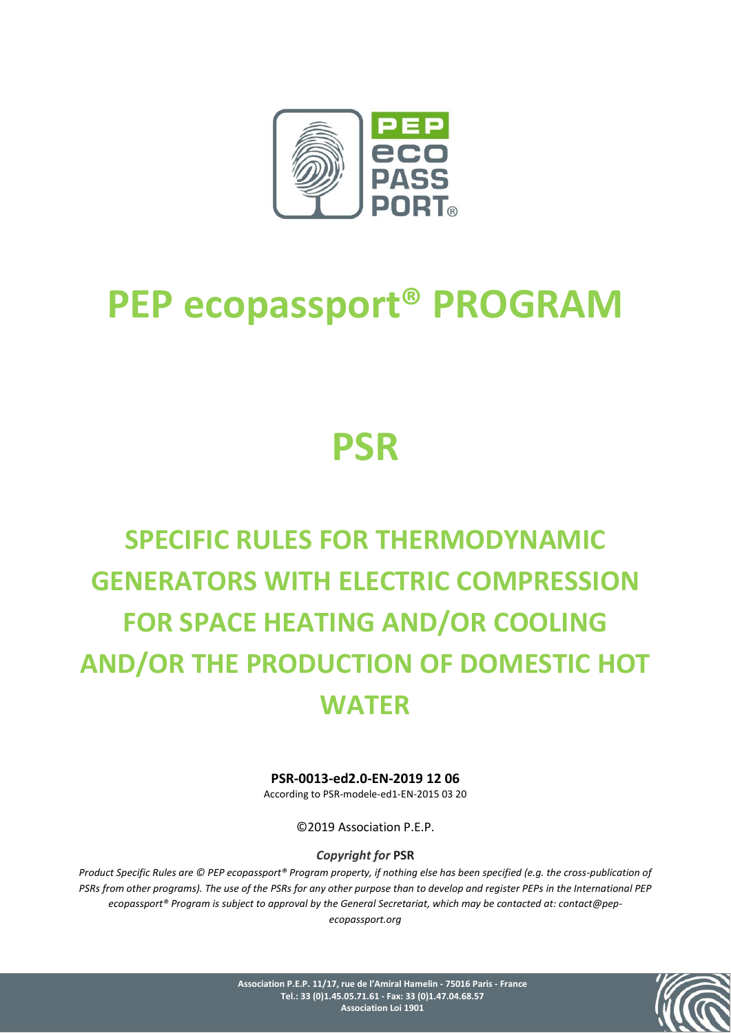# PEP ecopassport® PROGRAM

# PSR

## SPECIFIC RULES FOR THERMODYNAMIC GENERATORS WITH ELECTRIC COMPRESSION FOR SPACE HEATING AND/OR COOLING AND/OR THE PRODUCTION OF DOMESTIC HOT WATER

**PSR-0013-ed2.0-EN-2019 12 06**

According to PSR-modele-ed1-EN-2015 03 20

©2019 Association P.E.P.

***Copyright for* PSR**

*Product Specific Rules are © PEP ecopassport® Program property, if nothing else has been specified (e.g. the cross-publication of PSRs from other programs). The use of the PSRs for any other purpose than to develop and register PEPs in the International PEP ecopassport® Program is subject to approval by the General Secretariat, which may be contacted at: contact@pep-ecopassport.org*

**Association P.E.P. 11/17, rue de l'Amiral Hamelin - 75016 Paris - France**
**Tel.: 33 (0)1.45.05.71.61 - Fax: 33 (0)1.47.04.68.57**
**Association Loi 1901**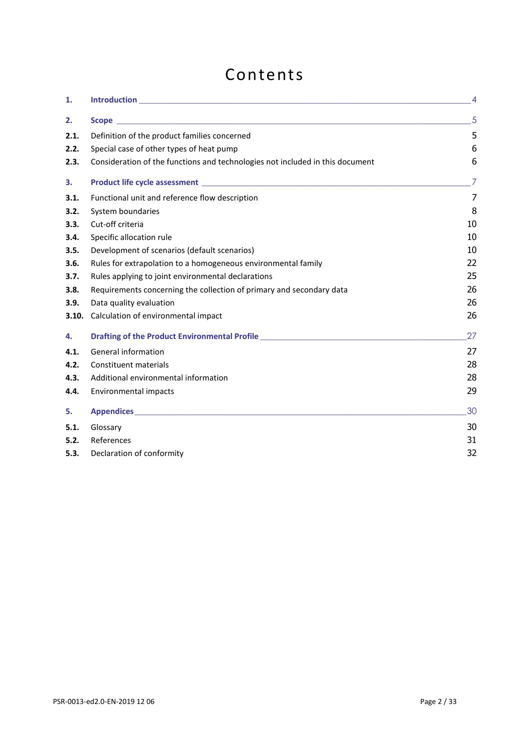# Contents

**1. Introduction** — 4

**2. Scope** — 5

- **2.1.** Definition of the product families concerned — 5
- **2.2.** Special case of other types of heat pump — 6
- **2.3.** Consideration of the functions and technologies not included in this document — 6

**3. Product life cycle assessment** — 7

- **3.1.** Functional unit and reference flow description — 7
- **3.2.** System boundaries — 8
- **3.3.** Cut-off criteria — 10
- **3.4.** Specific allocation rule — 10
- **3.5.** Development of scenarios (default scenarios) — 10
- **3.6.** Rules for extrapolation to a homogeneous environmental family — 22
- **3.7.** Rules applying to joint environmental declarations — 25
- **3.8.** Requirements concerning the collection of primary and secondary data — 26
- **3.9.** Data quality evaluation — 26
- **3.10.** Calculation of environmental impact — 26

**4. Drafting of the Product Environmental Profile** — 27

- **4.1.** General information — 27
- **4.2.** Constituent materials — 28
- **4.3.** Additional environmental information — 28
- **4.4.** Environmental impacts — 29

**5. Appendices** — 30

- **5.1.** Glossary — 30
- **5.2.** References — 31
- **5.3.** Declaration of conformity — 32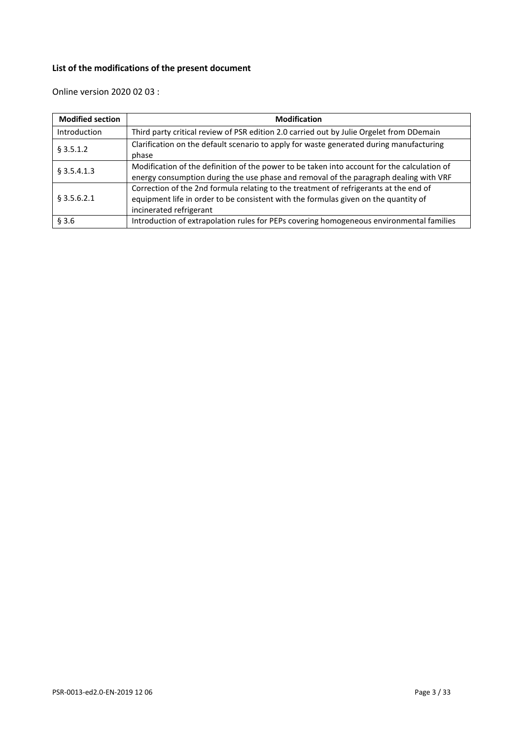**List of the modifications of the present document**

Online version 2020 02 03 :

| Modified section | Modification |
|---|---|
| Introduction | Third party critical review of PSR edition 2.0 carried out by Julie Orgelet from DDemain |
| § 3.5.1.2 | Clarification on the default scenario to apply for waste generated during manufacturing phase |
| § 3.5.4.1.3 | Modification of the definition of the power to be taken into account for the calculation of energy consumption during the use phase and removal of the paragraph dealing with VRF |
| § 3.5.6.2.1 | Correction of the 2nd formula relating to the treatment of refrigerants at the end of equipment life in order to be consistent with the formulas given on the quantity of incinerated refrigerant |
| § 3.6 | Introduction of extrapolation rules for PEPs covering homogeneous environmental families |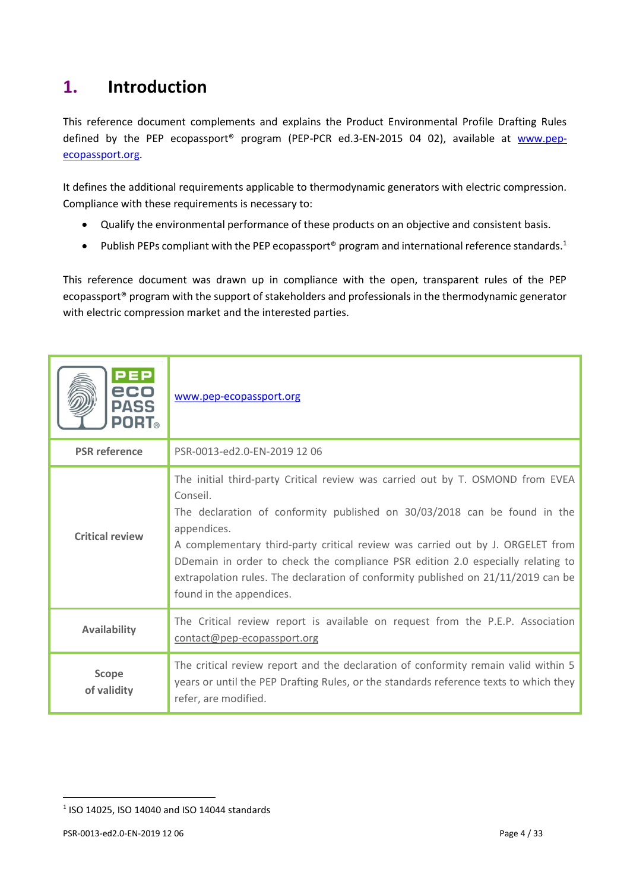# 1. Introduction

This reference document complements and explains the Product Environmental Profile Drafting Rules defined by the PEP ecopassport® program (PEP-PCR ed.3-EN-2015 04 02), available at www.pep-ecopassport.org.

It defines the additional requirements applicable to thermodynamic generators with electric compression. Compliance with these requirements is necessary to:

- Qualify the environmental performance of these products on an objective and consistent basis.
- Publish PEPs compliant with the PEP ecopassport® program and international reference standards.[1]

This reference document was drawn up in compliance with the open, transparent rules of the PEP ecopassport® program with the support of stakeholders and professionals in the thermodynamic generator with electric compression market and the interested parties.

| PEP eco PASS PORT® | www.pep-ecopassport.org |
|---|---|
| **PSR reference** | PSR-0013-ed2.0-EN-2019 12 06 |
| **Critical review** | The initial third-party Critical review was carried out by T. OSMOND from EVEA Conseil.<br>The declaration of conformity published on 30/03/2018 can be found in the appendices.<br>A complementary third-party critical review was carried out by J. ORGELET from DDemain in order to check the compliance PSR edition 2.0 especially relating to extrapolation rules. The declaration of conformity published on 21/11/2019 can be found in the appendices. |
| **Availability** | The Critical review report is available on request from the P.E.P. Association contact@pep-ecopassport.org |
| **Scope of validity** | The critical review report and the declaration of conformity remain valid within 5 years or until the PEP Drafting Rules, or the standards reference texts to which they refer, are modified. |

[1] ISO 14025, ISO 14040 and ISO 14044 standards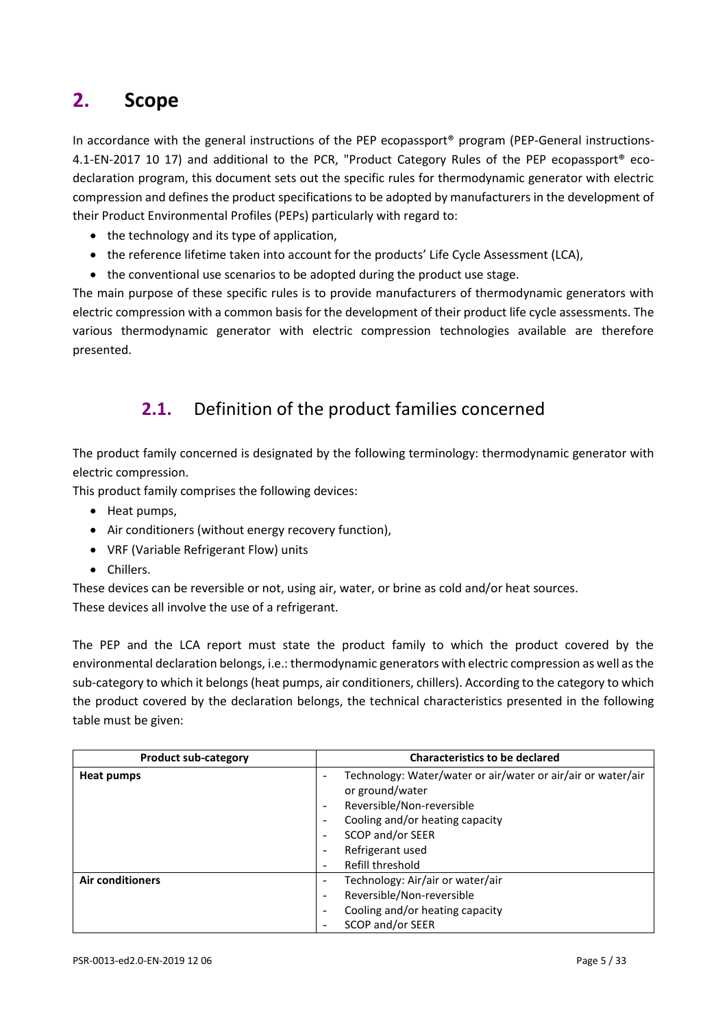# 2. Scope

In accordance with the general instructions of the PEP ecopassport® program (PEP-General instructions-4.1-EN-2017 10 17) and additional to the PCR, "Product Category Rules of the PEP ecopassport® eco-declaration program, this document sets out the specific rules for thermodynamic generator with electric compression and defines the product specifications to be adopted by manufacturers in the development of their Product Environmental Profiles (PEPs) particularly with regard to:

- the technology and its type of application,
- the reference lifetime taken into account for the products' Life Cycle Assessment (LCA),
- the conventional use scenarios to be adopted during the product use stage.

The main purpose of these specific rules is to provide manufacturers of thermodynamic generators with electric compression with a common basis for the development of their product life cycle assessments. The various thermodynamic generator with electric compression technologies available are therefore presented.

## 2.1. Definition of the product families concerned

The product family concerned is designated by the following terminology: thermodynamic generator with electric compression.

This product family comprises the following devices:

- Heat pumps,
- Air conditioners (without energy recovery function),
- VRF (Variable Refrigerant Flow) units
- Chillers.

These devices can be reversible or not, using air, water, or brine as cold and/or heat sources.

These devices all involve the use of a refrigerant.

The PEP and the LCA report must state the product family to which the product covered by the environmental declaration belongs, i.e.: thermodynamic generators with electric compression as well as the sub-category to which it belongs (heat pumps, air conditioners, chillers). According to the category to which the product covered by the declaration belongs, the technical characteristics presented in the following table must be given:

| Product sub-category | Characteristics to be declared |
|---|---|
| **Heat pumps** | - Technology: Water/water or air/water or air/air or water/air or ground/water<br>- Reversible/Non-reversible<br>- Cooling and/or heating capacity<br>- SCOP and/or SEER<br>- Refrigerant used<br>- Refill threshold |
| **Air conditioners** | - Technology: Air/air or water/air<br>- Reversible/Non-reversible<br>- Cooling and/or heating capacity<br>- SCOP and/or SEER |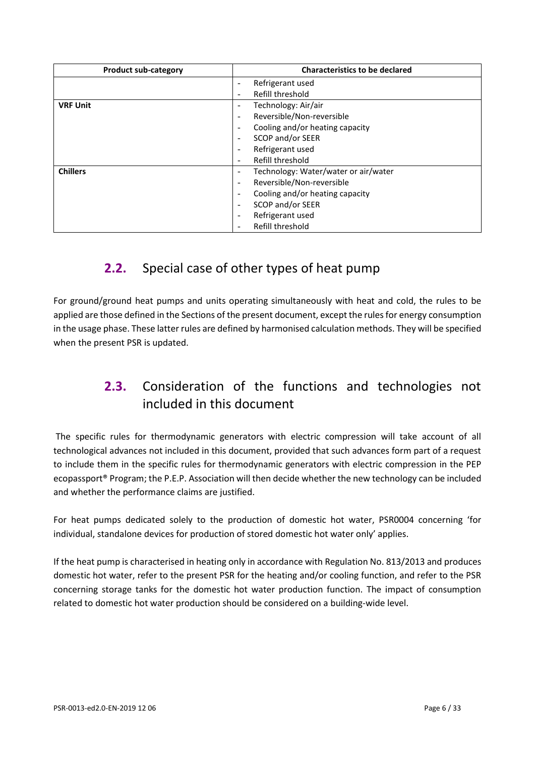| Product sub-category | Characteristics to be declared |
|---|---|
| | - Refrigerant used<br>- Refill threshold |
| **VRF Unit** | - Technology: Air/air<br>- Reversible/Non-reversible<br>- Cooling and/or heating capacity<br>- SCOP and/or SEER<br>- Refrigerant used<br>- Refill threshold |
| **Chillers** | - Technology: Water/water or air/water<br>- Reversible/Non-reversible<br>- Cooling and/or heating capacity<br>- SCOP and/or SEER<br>- Refrigerant used<br>- Refill threshold |

## 2.2. Special case of other types of heat pump

For ground/ground heat pumps and units operating simultaneously with heat and cold, the rules to be applied are those defined in the Sections of the present document, except the rules for energy consumption in the usage phase. These latter rules are defined by harmonised calculation methods. They will be specified when the present PSR is updated.

## 2.3. Consideration of the functions and technologies not included in this document

The specific rules for thermodynamic generators with electric compression will take account of all technological advances not included in this document, provided that such advances form part of a request to include them in the specific rules for thermodynamic generators with electric compression in the PEP ecopassport® Program; the P.E.P. Association will then decide whether the new technology can be included and whether the performance claims are justified.

For heat pumps dedicated solely to the production of domestic hot water, PSR0004 concerning 'for individual, standalone devices for production of stored domestic hot water only' applies.

If the heat pump is characterised in heating only in accordance with Regulation No. 813/2013 and produces domestic hot water, refer to the present PSR for the heating and/or cooling function, and refer to the PSR concerning storage tanks for the domestic hot water production function. The impact of consumption related to domestic hot water production should be considered on a building-wide level.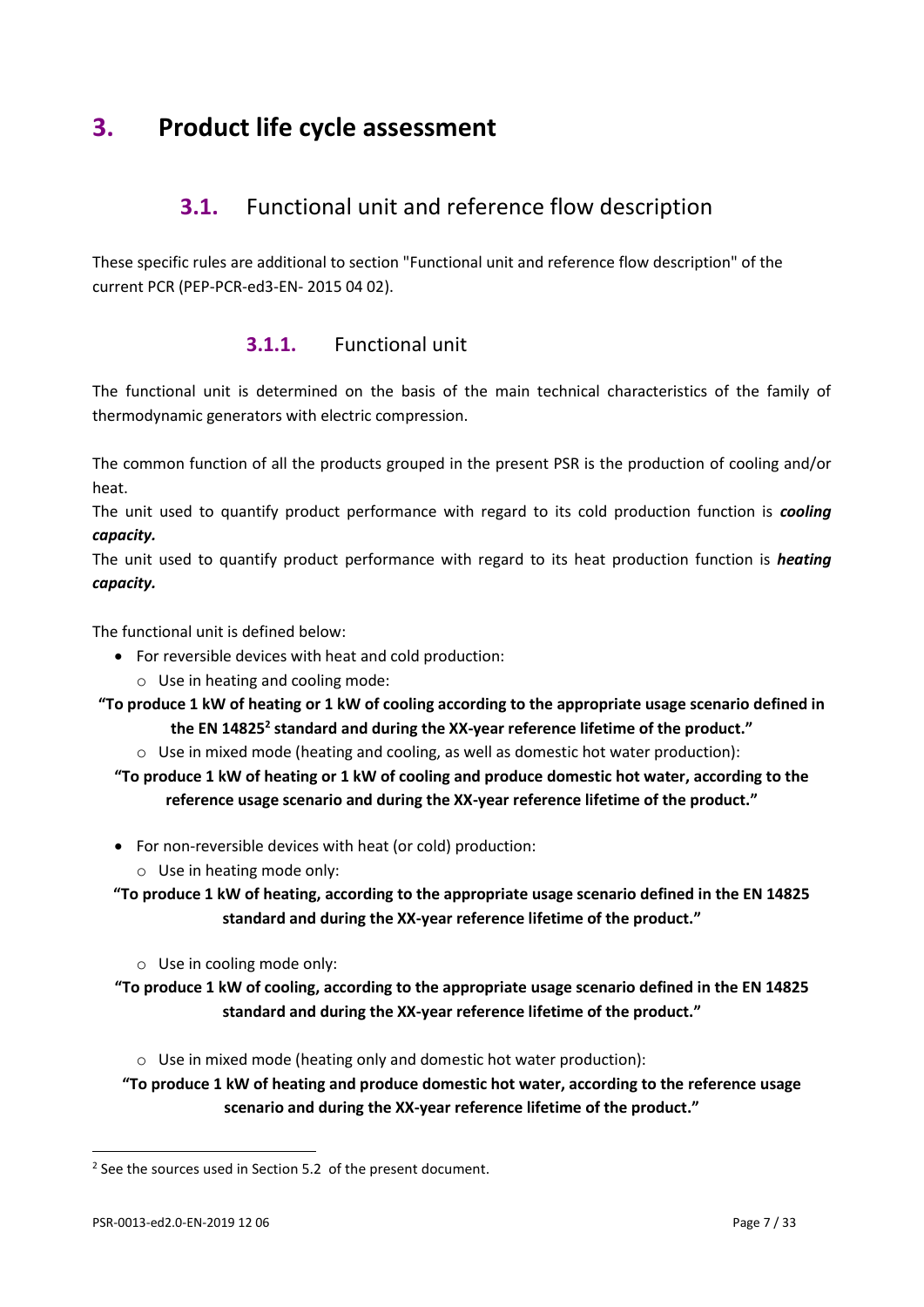# 3. Product life cycle assessment

## 3.1. Functional unit and reference flow description

These specific rules are additional to section "Functional unit and reference flow description" of the current PCR (PEP-PCR-ed3-EN- 2015 04 02).

### 3.1.1. Functional unit

The functional unit is determined on the basis of the main technical characteristics of the family of thermodynamic generators with electric compression.

The common function of all the products grouped in the present PSR is the production of cooling and/or heat.

The unit used to quantify product performance with regard to its cold production function is ***cooling capacity.***

The unit used to quantify product performance with regard to its heat production function is ***heating capacity.***

The functional unit is defined below:

- For reversible devices with heat and cold production:
  - Use in heating and cooling mode:

**"To produce 1 kW of heating or 1 kW of cooling according to the appropriate usage scenario defined in the EN 14825[2] standard and during the XX-year reference lifetime of the product."**

  - Use in mixed mode (heating and cooling, as well as domestic hot water production):

**"To produce 1 kW of heating or 1 kW of cooling and produce domestic hot water, according to the reference usage scenario and during the XX-year reference lifetime of the product."**

- For non-reversible devices with heat (or cold) production:
  - Use in heating mode only:

**"To produce 1 kW of heating, according to the appropriate usage scenario defined in the EN 14825 standard and during the XX-year reference lifetime of the product."**

  - Use in cooling mode only:

**"To produce 1 kW of cooling, according to the appropriate usage scenario defined in the EN 14825 standard and during the XX-year reference lifetime of the product."**

  - Use in mixed mode (heating only and domestic hot water production):

**"To produce 1 kW of heating and produce domestic hot water, according to the reference usage scenario and during the XX-year reference lifetime of the product."**

---

[2] See the sources used in Section 5.2 of the present document.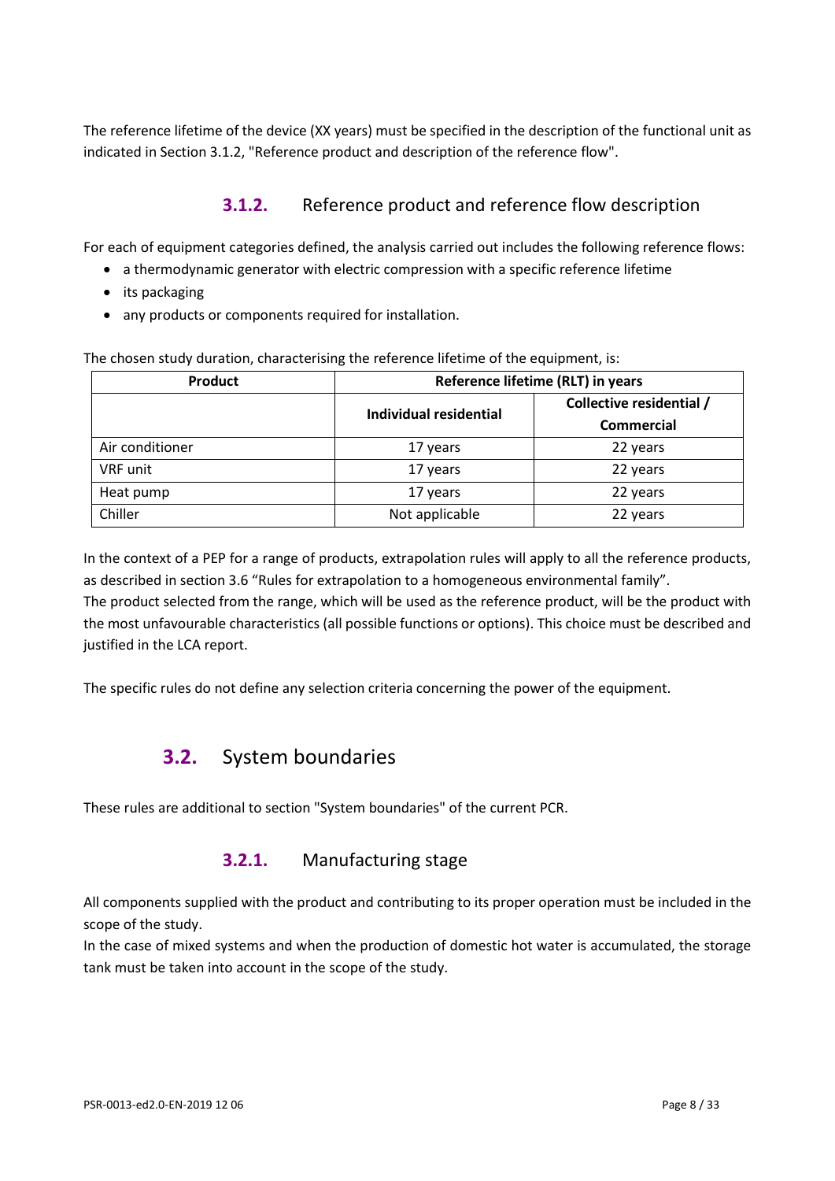The reference lifetime of the device (XX years) must be specified in the description of the functional unit as indicated in Section 3.1.2, "Reference product and description of the reference flow".

### **3.1.2.** Reference product and reference flow description

For each of equipment categories defined, the analysis carried out includes the following reference flows:

- a thermodynamic generator with electric compression with a specific reference lifetime
- its packaging
- any products or components required for installation.

The chosen study duration, characterising the reference lifetime of the equipment, is:

| **Product** | **Reference lifetime (RLT) in years** | |
|---|---|---|
| | **Individual residential** | **Collective residential / Commercial** |
| Air conditioner | 17 years | 22 years |
| VRF unit | 17 years | 22 years |
| Heat pump | 17 years | 22 years |
| Chiller | Not applicable | 22 years |

In the context of a PEP for a range of products, extrapolation rules will apply to all the reference products, as described in section 3.6 “Rules for extrapolation to a homogeneous environmental family”.
The product selected from the range, which will be used as the reference product, will be the product with the most unfavourable characteristics (all possible functions or options). This choice must be described and justified in the LCA report.

The specific rules do not define any selection criteria concerning the power of the equipment.

## **3.2.** System boundaries

These rules are additional to section "System boundaries" of the current PCR.

### **3.2.1.** Manufacturing stage

All components supplied with the product and contributing to its proper operation must be included in the scope of the study.
In the case of mixed systems and when the production of domestic hot water is accumulated, the storage tank must be taken into account in the scope of the study.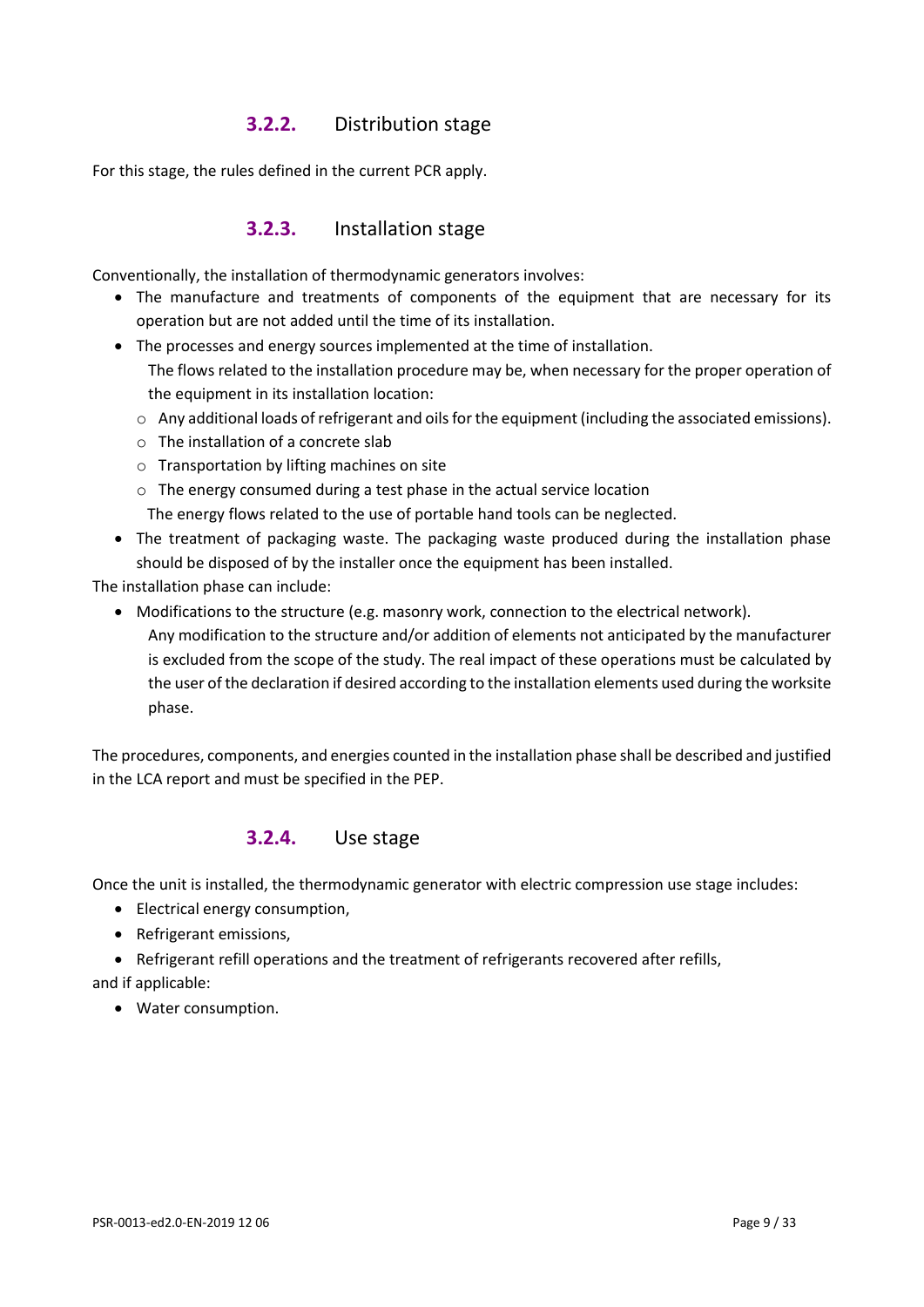### 3.2.2. Distribution stage

For this stage, the rules defined in the current PCR apply.

### 3.2.3. Installation stage

Conventionally, the installation of thermodynamic generators involves:

- The manufacture and treatments of components of the equipment that are necessary for its operation but are not added until the time of its installation.
- The processes and energy sources implemented at the time of installation.

  The flows related to the installation procedure may be, when necessary for the proper operation of the equipment in its installation location:

  - Any additional loads of refrigerant and oils for the equipment (including the associated emissions).
  - The installation of a concrete slab
  - Transportation by lifting machines on site
  - The energy consumed during a test phase in the actual service location

  The energy flows related to the use of portable hand tools can be neglected.
- The treatment of packaging waste. The packaging waste produced during the installation phase should be disposed of by the installer once the equipment has been installed.

The installation phase can include:

- Modifications to the structure (e.g. masonry work, connection to the electrical network).

  Any modification to the structure and/or addition of elements not anticipated by the manufacturer is excluded from the scope of the study. The real impact of these operations must be calculated by the user of the declaration if desired according to the installation elements used during the worksite phase.

The procedures, components, and energies counted in the installation phase shall be described and justified in the LCA report and must be specified in the PEP.

### 3.2.4. Use stage

Once the unit is installed, the thermodynamic generator with electric compression use stage includes:

- Electrical energy consumption,
- Refrigerant emissions,
- Refrigerant refill operations and the treatment of refrigerants recovered after refills,

and if applicable:

- Water consumption.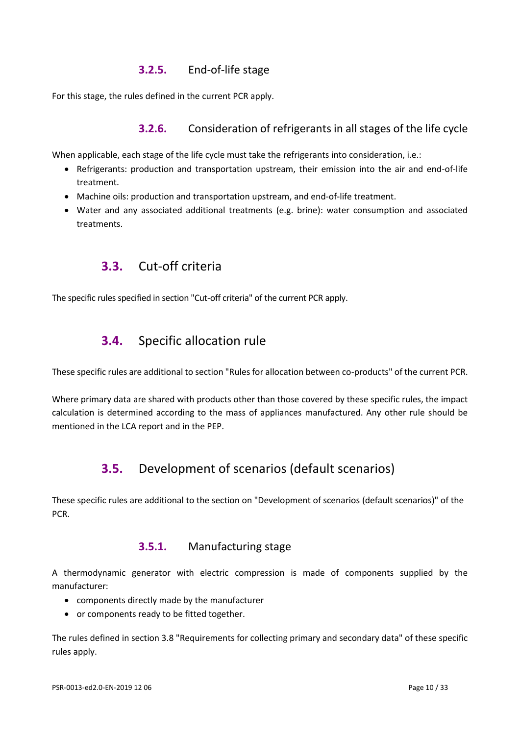### 3.2.5. End-of-life stage

For this stage, the rules defined in the current PCR apply.

### 3.2.6. Consideration of refrigerants in all stages of the life cycle

When applicable, each stage of the life cycle must take the refrigerants into consideration, i.e.:

- Refrigerants: production and transportation upstream, their emission into the air and end-of-life treatment.
- Machine oils: production and transportation upstream, and end-of-life treatment.
- Water and any associated additional treatments (e.g. brine): water consumption and associated treatments.

## 3.3. Cut-off criteria

The specific rules specified in section "Cut-off criteria" of the current PCR apply.

## 3.4. Specific allocation rule

These specific rules are additional to section "Rules for allocation between co-products" of the current PCR.

Where primary data are shared with products other than those covered by these specific rules, the impact calculation is determined according to the mass of appliances manufactured. Any other rule should be mentioned in the LCA report and in the PEP.

## 3.5. Development of scenarios (default scenarios)

These specific rules are additional to the section on "Development of scenarios (default scenarios)" of the PCR.

### 3.5.1. Manufacturing stage

A thermodynamic generator with electric compression is made of components supplied by the manufacturer:

- components directly made by the manufacturer
- or components ready to be fitted together.

The rules defined in section 3.8 "Requirements for collecting primary and secondary data" of these specific rules apply.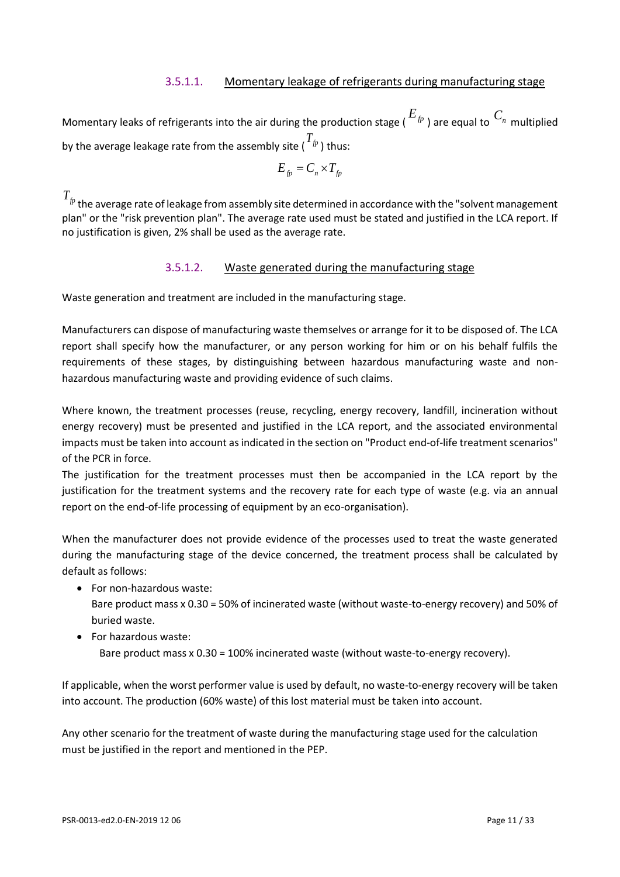#### 3.5.1.1. Momentary leakage of refrigerants during manufacturing stage

Momentary leaks of refrigerants into the air during the production stage ($E_{fp}$) are equal to $C_n$ multiplied by the average leakage rate from the assembly site ($T_{fp}$) thus:

$$E_{fp} = C_n \times T_{fp}$$

$T_{fp}$ the average rate of leakage from assembly site determined in accordance with the "solvent management plan" or the "risk prevention plan". The average rate used must be stated and justified in the LCA report. If no justification is given, 2% shall be used as the average rate.

#### 3.5.1.2. Waste generated during the manufacturing stage

Waste generation and treatment are included in the manufacturing stage.

Manufacturers can dispose of manufacturing waste themselves or arrange for it to be disposed of. The LCA report shall specify how the manufacturer, or any person working for him or on his behalf fulfils the requirements of these stages, by distinguishing between hazardous manufacturing waste and non-hazardous manufacturing waste and providing evidence of such claims.

Where known, the treatment processes (reuse, recycling, energy recovery, landfill, incineration without energy recovery) must be presented and justified in the LCA report, and the associated environmental impacts must be taken into account as indicated in the section on "Product end-of-life treatment scenarios" of the PCR in force.
The justification for the treatment processes must then be accompanied in the LCA report by the justification for the treatment systems and the recovery rate for each type of waste (e.g. via an annual report on the end-of-life processing of equipment by an eco-organisation).

When the manufacturer does not provide evidence of the processes used to treat the waste generated during the manufacturing stage of the device concerned, the treatment process shall be calculated by default as follows:

- For non-hazardous waste:
  Bare product mass x 0.30 = 50% of incinerated waste (without waste-to-energy recovery) and 50% of buried waste.
- For hazardous waste:
  Bare product mass x 0.30 = 100% incinerated waste (without waste-to-energy recovery).

If applicable, when the worst performer value is used by default, no waste-to-energy recovery will be taken into account. The production (60% waste) of this lost material must be taken into account.

Any other scenario for the treatment of waste during the manufacturing stage used for the calculation must be justified in the report and mentioned in the PEP.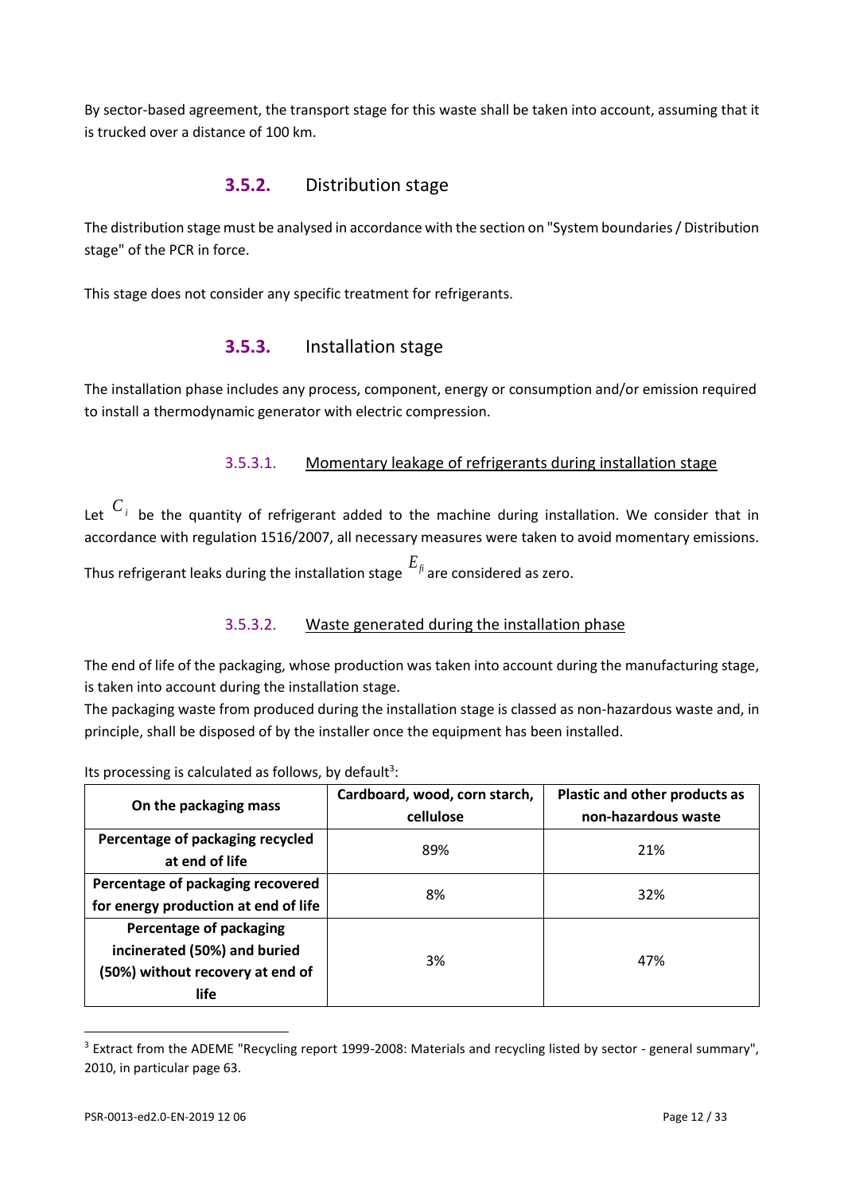By sector-based agreement, the transport stage for this waste shall be taken into account, assuming that it is trucked over a distance of 100 km.

### 3.5.2. Distribution stage

The distribution stage must be analysed in accordance with the section on "System boundaries / Distribution stage" of the PCR in force.

This stage does not consider any specific treatment for refrigerants.

### 3.5.3. Installation stage

The installation phase includes any process, component, energy or consumption and/or emission required to install a thermodynamic generator with electric compression.

#### 3.5.3.1. Momentary leakage of refrigerants during installation stage

Let $C_i$ be the quantity of refrigerant added to the machine during installation. We consider that in accordance with regulation 1516/2007, all necessary measures were taken to avoid momentary emissions. Thus refrigerant leaks during the installation stage $E_{fi}$ are considered as zero.

#### 3.5.3.2. Waste generated during the installation phase

The end of life of the packaging, whose production was taken into account during the manufacturing stage, is taken into account during the installation stage.
The packaging waste from produced during the installation stage is classed as non-hazardous waste and, in principle, shall be disposed of by the installer once the equipment has been installed.

Its processing is calculated as follows, by default[3]:

| On the packaging mass | Cardboard, wood, corn starch, cellulose | Plastic and other products as non-hazardous waste |
|---|---|---|
| **Percentage of packaging recycled at end of life** | 89% | 21% |
| **Percentage of packaging recovered for energy production at end of life** | 8% | 32% |
| **Percentage of packaging incinerated (50%) and buried (50%) without recovery at end of life** | 3% | 47% |

[3] Extract from the ADEME "Recycling report 1999-2008: Materials and recycling listed by sector - general summary", 2010, in particular page 63.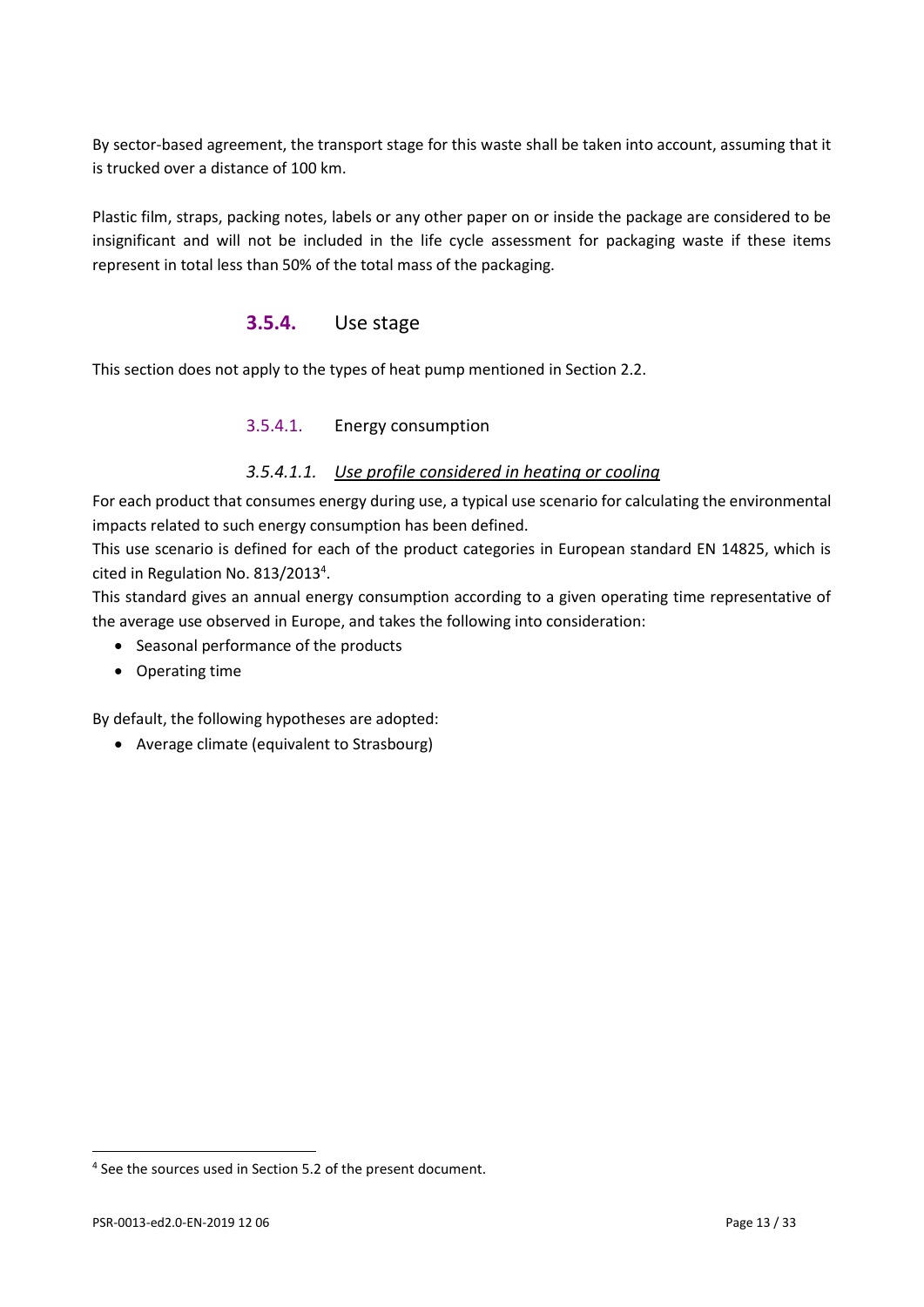By sector-based agreement, the transport stage for this waste shall be taken into account, assuming that it is trucked over a distance of 100 km.

Plastic film, straps, packing notes, labels or any other paper on or inside the package are considered to be insignificant and will not be included in the life cycle assessment for packaging waste if these items represent in total less than 50% of the total mass of the packaging.

### 3.5.4. Use stage

This section does not apply to the types of heat pump mentioned in Section 2.2.

#### 3.5.4.1. Energy consumption

##### *3.5.4.1.1. Use profile considered in heating or cooling*

For each product that consumes energy during use, a typical use scenario for calculating the environmental impacts related to such energy consumption has been defined.

This use scenario is defined for each of the product categories in European standard EN 14825, which is cited in Regulation No. 813/2013[4].

This standard gives an annual energy consumption according to a given operating time representative of the average use observed in Europe, and takes the following into consideration:

- Seasonal performance of the products
- Operating time

By default, the following hypotheses are adopted:

- Average climate (equivalent to Strasbourg)

[4] See the sources used in Section 5.2 of the present document.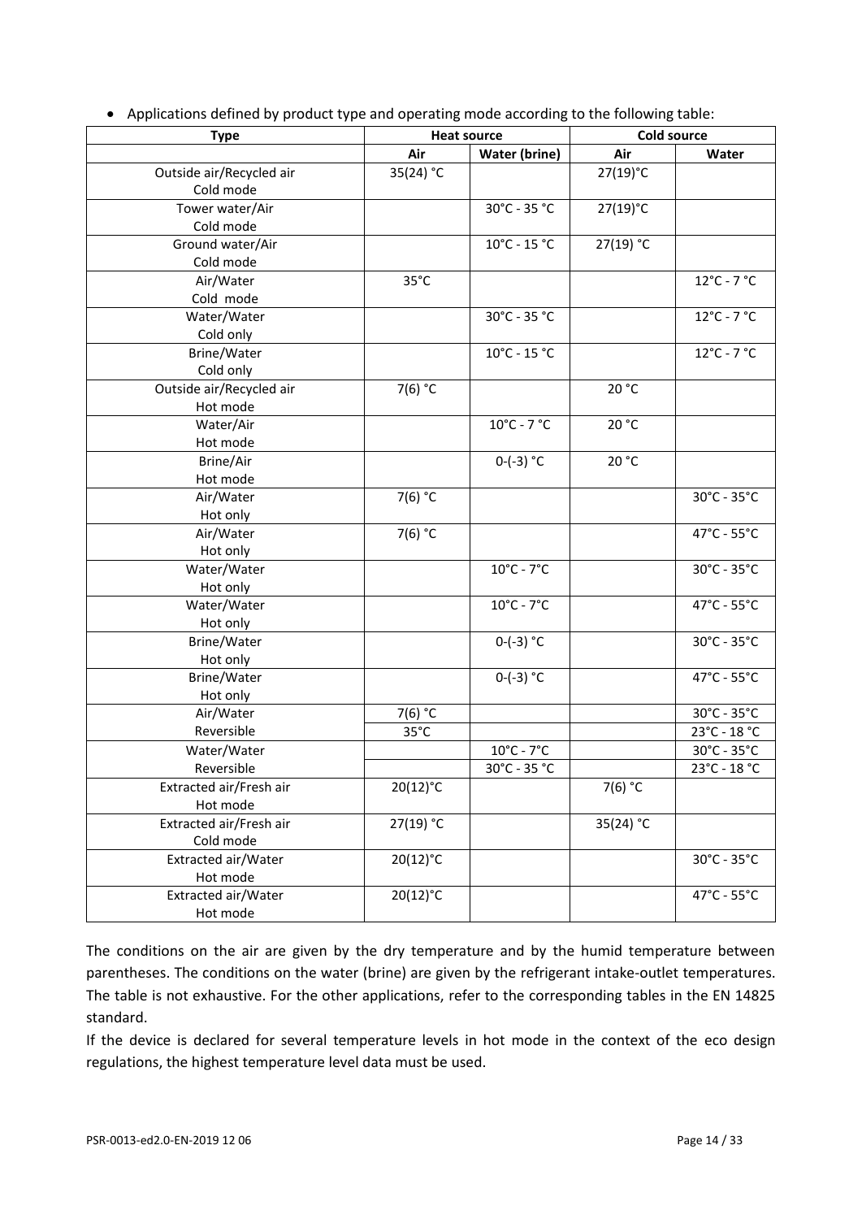- Applications defined by product type and operating mode according to the following table:

| Type | Heat source | | Cold source | |
|---|---|---|---|---|
| | Air | Water (brine) | Air | Water |
| Outside air/Recycled air<br>Cold mode | 35(24) °C | | 27(19)°C | |
| Tower water/Air<br>Cold mode | | 30°C - 35 °C | 27(19)°C | |
| Ground water/Air<br>Cold mode | | 10°C - 15 °C | 27(19) °C | |
| Air/Water<br>Cold mode | 35°C | | | 12°C - 7 °C |
| Water/Water<br>Cold only | | 30°C - 35 °C | | 12°C - 7 °C |
| Brine/Water<br>Cold only | | 10°C - 15 °C | | 12°C - 7 °C |
| Outside air/Recycled air<br>Hot mode | 7(6) °C | | 20 °C | |
| Water/Air<br>Hot mode | | 10°C - 7 °C | 20 °C | |
| Brine/Air<br>Hot mode | | 0-(-3) °C | 20 °C | |
| Air/Water<br>Hot only | 7(6) °C | | | 30°C - 35°C |
| Air/Water<br>Hot only | 7(6) °C | | | 47°C - 55°C |
| Water/Water<br>Hot only | | 10°C - 7°C | | 30°C - 35°C |
| Water/Water<br>Hot only | | 10°C - 7°C | | 47°C - 55°C |
| Brine/Water<br>Hot only | | 0-(-3) °C | | 30°C - 35°C |
| Brine/Water<br>Hot only | | 0-(-3) °C | | 47°C - 55°C |
| Air/Water<br>Reversible | 7(6) °C<br>35°C | | | 30°C - 35°C<br>23°C - 18 °C |
| Water/Water<br>Reversible | | 10°C - 7°C<br>30°C - 35 °C | | 30°C - 35°C<br>23°C - 18 °C |
| Extracted air/Fresh air<br>Hot mode | 20(12)°C | | 7(6) °C | |
| Extracted air/Fresh air<br>Cold mode | 27(19) °C | | 35(24) °C | |
| Extracted air/Water<br>Hot mode | 20(12)°C | | | 30°C - 35°C |
| Extracted air/Water<br>Hot mode | 20(12)°C | | | 47°C - 55°C |

The conditions on the air are given by the dry temperature and by the humid temperature between parentheses. The conditions on the water (brine) are given by the refrigerant intake-outlet temperatures. The table is not exhaustive. For the other applications, refer to the corresponding tables in the EN 14825 standard.

If the device is declared for several temperature levels in hot mode in the context of the eco design regulations, the highest temperature level data must be used.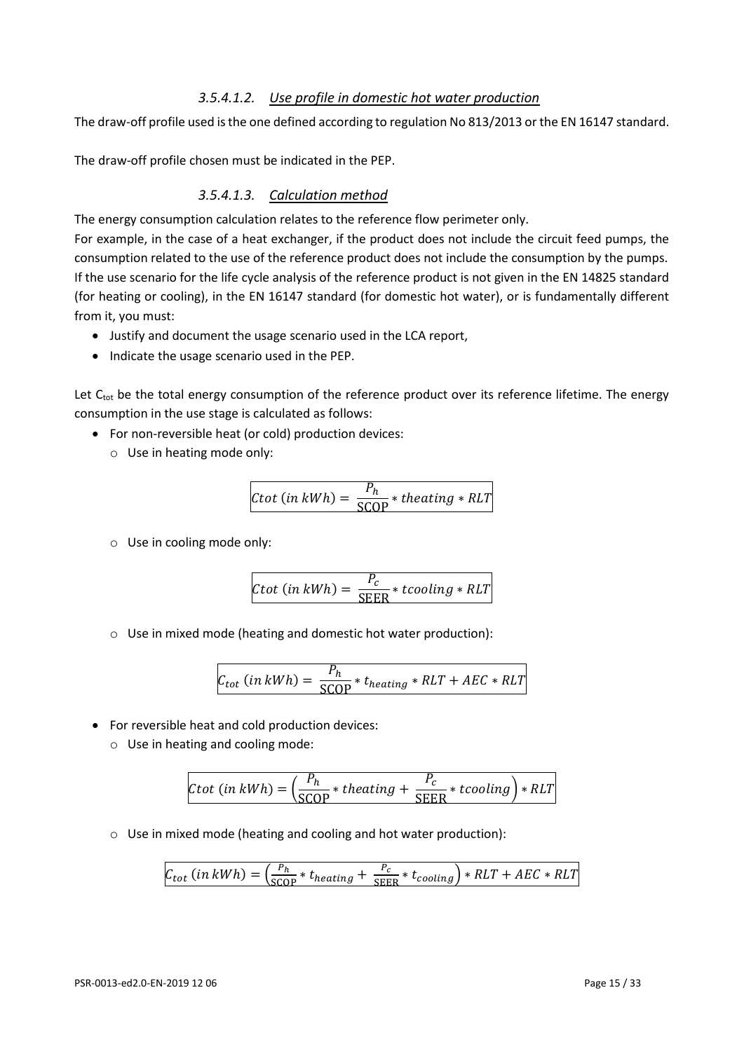#### 3.5.4.1.2. *Use profile in domestic hot water production*

The draw-off profile used is the one defined according to regulation No 813/2013 or the EN 16147 standard.

The draw-off profile chosen must be indicated in the PEP.

#### 3.5.4.1.3. *Calculation method*

The energy consumption calculation relates to the reference flow perimeter only.

For example, in the case of a heat exchanger, if the product does not include the circuit feed pumps, the consumption related to the use of the reference product does not include the consumption by the pumps. If the use scenario for the life cycle analysis of the reference product is not given in the EN 14825 standard (for heating or cooling), in the EN 16147 standard (for domestic hot water), or is fundamentally different from it, you must:

- Justify and document the usage scenario used in the LCA report,
- Indicate the usage scenario used in the PEP.

Let $C_{tot}$ be the total energy consumption of the reference product over its reference lifetime. The energy consumption in the use stage is calculated as follows:

- For non-reversible heat (or cold) production devices:
  - Use in heating mode only:

$$Ctot\ (in\ kWh) = \frac{P_h}{\text{SCOP}} * theating * RLT$$

  - Use in cooling mode only:

$$Ctot\ (in\ kWh) = \frac{P_c}{\text{SEER}} * tcooling * RLT$$

  - Use in mixed mode (heating and domestic hot water production):

$$C_{tot}\ (in\ kWh) = \frac{P_h}{\text{SCOP}} * t_{heating} * RLT + AEC * RLT$$

- For reversible heat and cold production devices:
  - Use in heating and cooling mode:

$$Ctot\ (in\ kWh) = \left(\frac{P_h}{\text{SCOP}} * theating + \frac{P_c}{\text{SEER}} * tcooling\right) * RLT$$

  - Use in mixed mode (heating and cooling and hot water production):

$$C_{tot}\ (in\ kWh) = \left(\frac{P_h}{\text{SCOP}} * t_{heating} + \frac{P_c}{\text{SEER}} * t_{cooling}\right) * RLT + AEC * RLT$$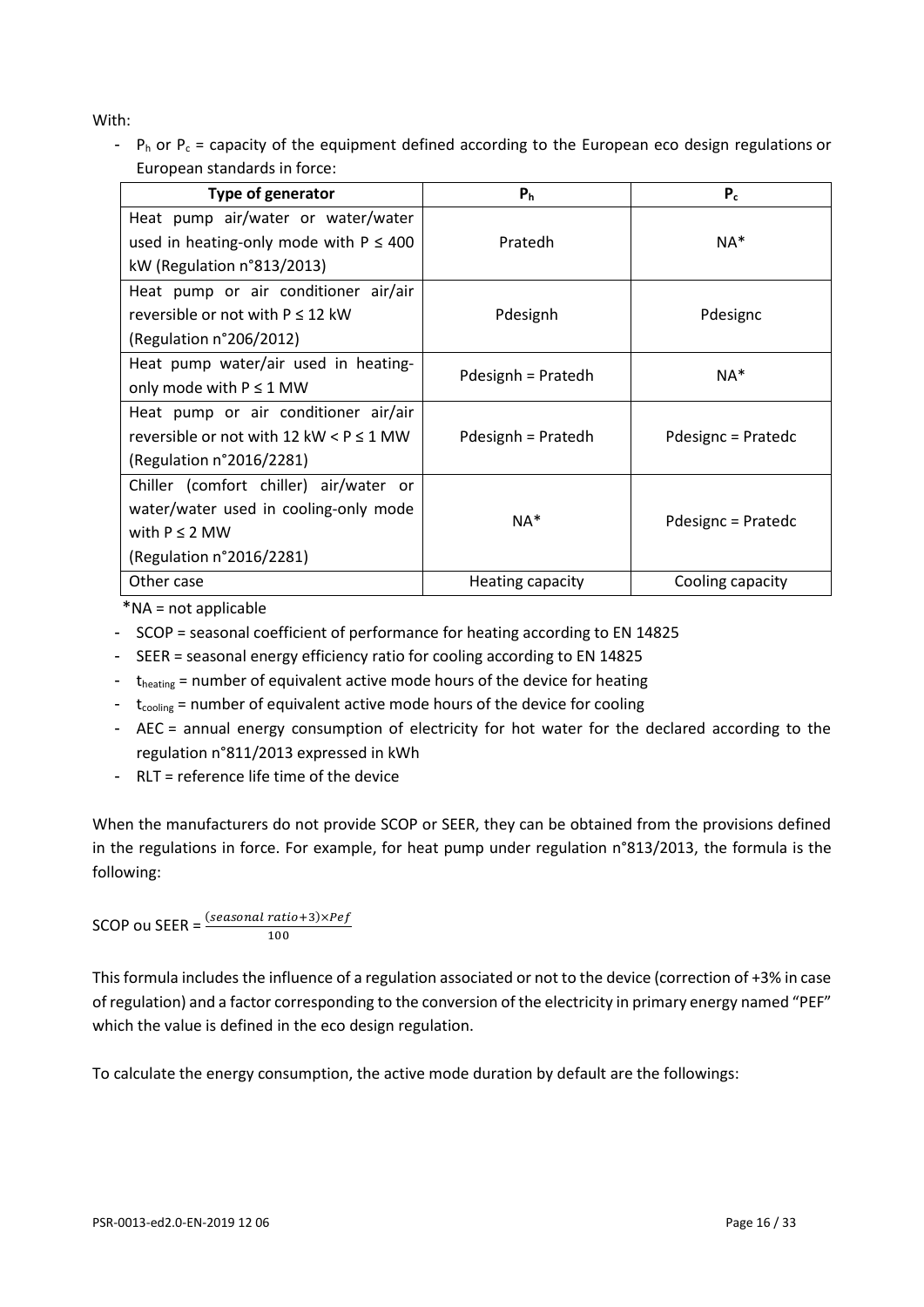With:

- $P_h$ or $P_c$ = capacity of the equipment defined according to the European eco design regulations or European standards in force:

| Type of generator | $P_h$ | $P_c$ |
|---|---|---|
| Heat pump air/water or water/water used in heating-only mode with P ≤ 400 kW (Regulation n°813/2013) | Pratedh | NA* |
| Heat pump or air conditioner air/air reversible or not with P ≤ 12 kW (Regulation n°206/2012) | Pdesignh | Pdesignc |
| Heat pump water/air used in heating-only mode with P ≤ 1 MW | Pdesignh = Pratedh | NA* |
| Heat pump or air conditioner air/air reversible or not with 12 kW < P ≤ 1 MW (Regulation n°2016/2281) | Pdesignh = Pratedh | Pdesignc = Pratedc |
| Chiller (comfort chiller) air/water or water/water used in cooling-only mode with P ≤ 2 MW (Regulation n°2016/2281) | NA* | Pdesignc = Pratedc |
| Other case | Heating capacity | Cooling capacity |

*NA = not applicable

- SCOP = seasonal coefficient of performance for heating according to EN 14825
- SEER = seasonal energy efficiency ratio for cooling according to EN 14825
- $t_{heating}$ = number of equivalent active mode hours of the device for heating
- $t_{cooling}$ = number of equivalent active mode hours of the device for cooling
- AEC = annual energy consumption of electricity for hot water for the declared according to the regulation n°811/2013 expressed in kWh
- RLT = reference life time of the device

When the manufacturers do not provide SCOP or SEER, they can be obtained from the provisions defined in the regulations in force. For example, for heat pump under regulation n°813/2013, the formula is the following:

SCOP ou SEER = $\frac{(seasonal\ ratio + 3) \times Pef}{100}$

This formula includes the influence of a regulation associated or not to the device (correction of +3% in case of regulation) and a factor corresponding to the conversion of the electricity in primary energy named "PEF" which the value is defined in the eco design regulation.

To calculate the energy consumption, the active mode duration by default are the followings: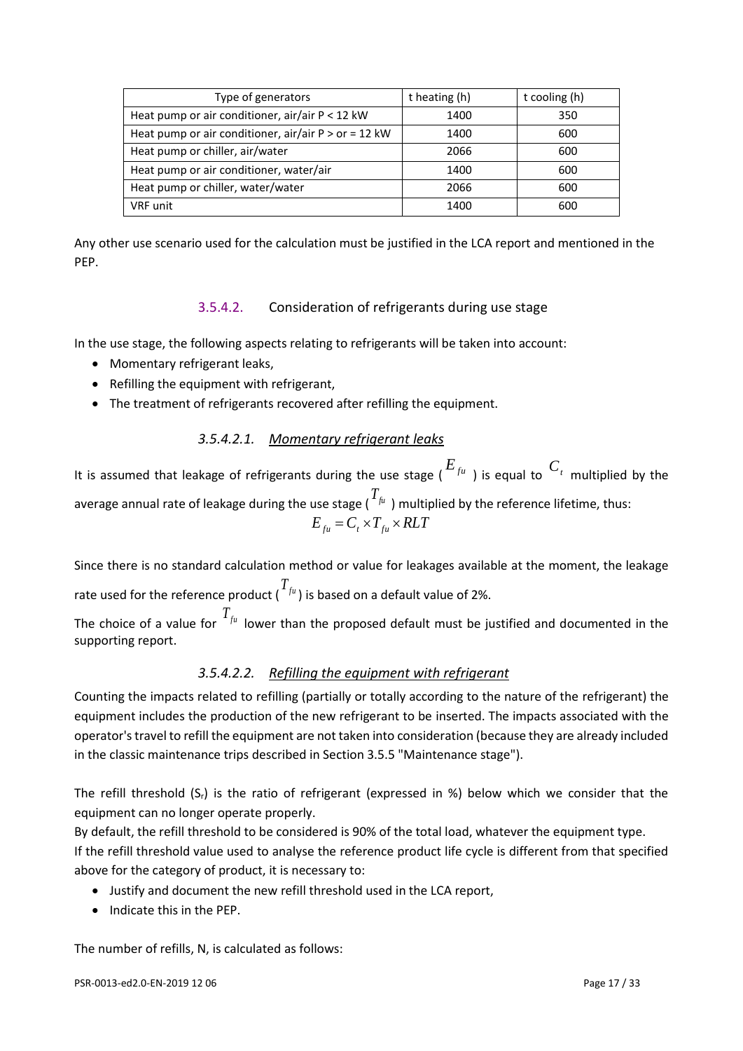| Type of generators | t heating (h) | t cooling (h) |
| --- | --- | --- |
| Heat pump or air conditioner, air/air P < 12 kW | 1400 | 350 |
| Heat pump or air conditioner, air/air P > or = 12 kW | 1400 | 600 |
| Heat pump or chiller, air/water | 2066 | 600 |
| Heat pump or air conditioner, water/air | 1400 | 600 |
| Heat pump or chiller, water/water | 2066 | 600 |
| VRF unit | 1400 | 600 |

Any other use scenario used for the calculation must be justified in the LCA report and mentioned in the PEP.

#### 3.5.4.2. Consideration of refrigerants during use stage

In the use stage, the following aspects relating to refrigerants will be taken into account:

- Momentary refrigerant leaks,
- Refilling the equipment with refrigerant,
- The treatment of refrigerants recovered after refilling the equipment.

##### *3.5.4.2.1. Momentary refrigerant leaks*

It is assumed that leakage of refrigerants during the use stage ($E_{fu}$) is equal to $C_t$ multiplied by the average annual rate of leakage during the use stage ($T_{fu}$) multiplied by the reference lifetime, thus:

$$E_{fu} = C_t \times T_{fu} \times RLT$$

Since there is no standard calculation method or value for leakages available at the moment, the leakage rate used for the reference product ($T_{fu}$) is based on a default value of 2%.

The choice of a value for $T_{fu}$ lower than the proposed default must be justified and documented in the supporting report.

##### *3.5.4.2.2. Refilling the equipment with refrigerant*

Counting the impacts related to refilling (partially or totally according to the nature of the refrigerant) the equipment includes the production of the new refrigerant to be inserted. The impacts associated with the operator's travel to refill the equipment are not taken into consideration (because they are already included in the classic maintenance trips described in Section 3.5.5 "Maintenance stage").

The refill threshold ($S_r$) is the ratio of refrigerant (expressed in %) below which we consider that the equipment can no longer operate properly.

By default, the refill threshold to be considered is 90% of the total load, whatever the equipment type.

If the refill threshold value used to analyse the reference product life cycle is different from that specified above for the category of product, it is necessary to:

- Justify and document the new refill threshold used in the LCA report,
- Indicate this in the PEP.

The number of refills, N, is calculated as follows: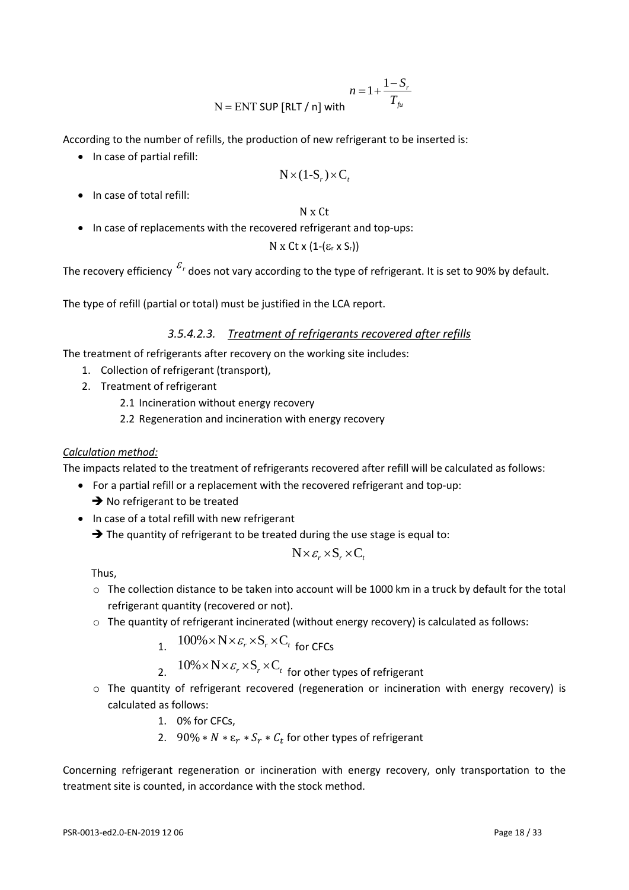$N = \text{ENT SUP [RLT / n]}$ with $n = 1 + \frac{1 - S_r}{T_{fu}}$

According to the number of refills, the production of new refrigerant to be inserted is:

- In case of partial refill:

$$N \times (1\text{-}S_r) \times C_t$$

- In case of total refill:

$$N \times Ct$$

- In case of replacements with the recovered refrigerant and top-ups:

$$N \times Ct \times (1\text{-}(\varepsilon_r \times S_r))$$

The recovery efficiency $\varepsilon_r$ does not vary according to the type of refrigerant. It is set to 90% by default.

The type of refill (partial or total) must be justified in the LCA report.

#### 3.5.4.2.3. Treatment of refrigerants recovered after refills

The treatment of refrigerants after recovery on the working site includes:

1. Collection of refrigerant (transport),
2. Treatment of refrigerant
   - 2.1 Incineration without energy recovery
   - 2.2 Regeneration and incineration with energy recovery

*Calculation method:*

The impacts related to the treatment of refrigerants recovered after refill will be calculated as follows:

- For a partial refill or a replacement with the recovered refrigerant and top-up:
  → No refrigerant to be treated
- In case of a total refill with new refrigerant
  → The quantity of refrigerant to be treated during the use stage is equal to:

$$N \times \varepsilon_r \times S_r \times C_t$$

  Thus,

  - The collection distance to be taken into account will be 1000 km in a truck by default for the total refrigerant quantity (recovered or not).
  - The quantity of refrigerant incinerated (without energy recovery) is calculated as follows:
    1. $100\% \times N \times \varepsilon_r \times S_r \times C_t$ for CFCs
    2. $10\% \times N \times \varepsilon_r \times S_r \times C_t$ for other types of refrigerant
  - The quantity of refrigerant recovered (regeneration or incineration with energy recovery) is calculated as follows:
    1. 0% for CFCs,
    2. $90\% * N * \varepsilon_r * S_r * C_t$ for other types of refrigerant

Concerning refrigerant regeneration or incineration with energy recovery, only transportation to the treatment site is counted, in accordance with the stock method.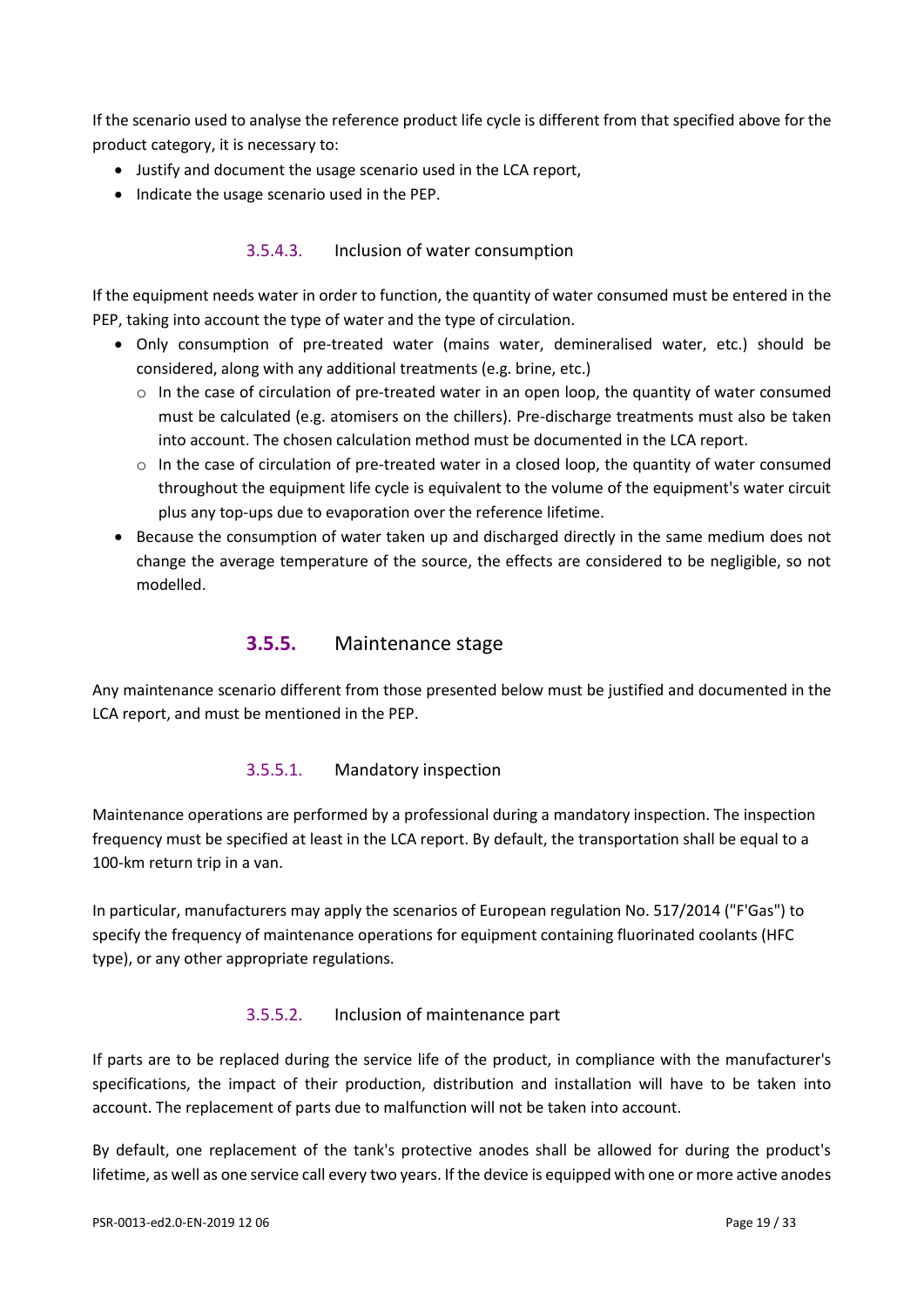If the scenario used to analyse the reference product life cycle is different from that specified above for the product category, it is necessary to:

- Justify and document the usage scenario used in the LCA report,
- Indicate the usage scenario used in the PEP.

#### 3.5.4.3. Inclusion of water consumption

If the equipment needs water in order to function, the quantity of water consumed must be entered in the PEP, taking into account the type of water and the type of circulation.

- Only consumption of pre-treated water (mains water, demineralised water, etc.) should be considered, along with any additional treatments (e.g. brine, etc.)
  - In the case of circulation of pre-treated water in an open loop, the quantity of water consumed must be calculated (e.g. atomisers on the chillers). Pre-discharge treatments must also be taken into account. The chosen calculation method must be documented in the LCA report.
  - In the case of circulation of pre-treated water in a closed loop, the quantity of water consumed throughout the equipment life cycle is equivalent to the volume of the equipment's water circuit plus any top-ups due to evaporation over the reference lifetime.
- Because the consumption of water taken up and discharged directly in the same medium does not change the average temperature of the source, the effects are considered to be negligible, so not modelled.

### 3.5.5. Maintenance stage

Any maintenance scenario different from those presented below must be justified and documented in the LCA report, and must be mentioned in the PEP.

#### 3.5.5.1. Mandatory inspection

Maintenance operations are performed by a professional during a mandatory inspection. The inspection frequency must be specified at least in the LCA report. By default, the transportation shall be equal to a 100-km return trip in a van.

In particular, manufacturers may apply the scenarios of European regulation No. 517/2014 ("F'Gas") to specify the frequency of maintenance operations for equipment containing fluorinated coolants (HFC type), or any other appropriate regulations.

#### 3.5.5.2. Inclusion of maintenance part

If parts are to be replaced during the service life of the product, in compliance with the manufacturer's specifications, the impact of their production, distribution and installation will have to be taken into account. The replacement of parts due to malfunction will not be taken into account.

By default, one replacement of the tank's protective anodes shall be allowed for during the product's lifetime, as well as one service call every two years. If the device is equipped with one or more active anodes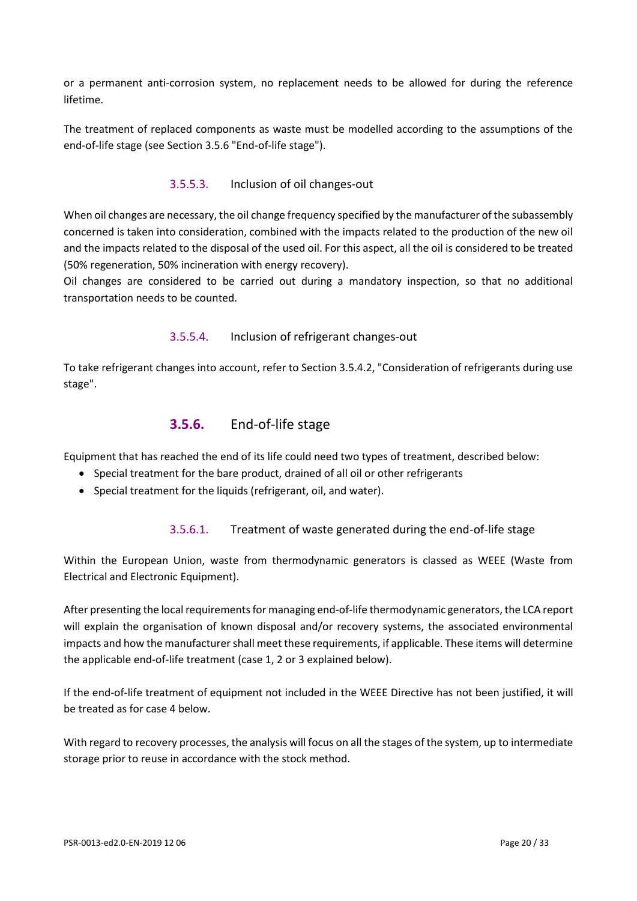or a permanent anti-corrosion system, no replacement needs to be allowed for during the reference lifetime.

The treatment of replaced components as waste must be modelled according to the assumptions of the end-of-life stage (see Section 3.5.6 "End-of-life stage").

#### 3.5.5.3. Inclusion of oil changes-out

When oil changes are necessary, the oil change frequency specified by the manufacturer of the subassembly concerned is taken into consideration, combined with the impacts related to the production of the new oil and the impacts related to the disposal of the used oil. For this aspect, all the oil is considered to be treated (50% regeneration, 50% incineration with energy recovery).
Oil changes are considered to be carried out during a mandatory inspection, so that no additional transportation needs to be counted.

#### 3.5.5.4. Inclusion of refrigerant changes-out

To take refrigerant changes into account, refer to Section 3.5.4.2, "Consideration of refrigerants during use stage".

### 3.5.6. End-of-life stage

Equipment that has reached the end of its life could need two types of treatment, described below:

- Special treatment for the bare product, drained of all oil or other refrigerants
- Special treatment for the liquids (refrigerant, oil, and water).

#### 3.5.6.1. Treatment of waste generated during the end-of-life stage

Within the European Union, waste from thermodynamic generators is classed as WEEE (Waste from Electrical and Electronic Equipment).

After presenting the local requirements for managing end-of-life thermodynamic generators, the LCA report will explain the organisation of known disposal and/or recovery systems, the associated environmental impacts and how the manufacturer shall meet these requirements, if applicable. These items will determine the applicable end-of-life treatment (case 1, 2 or 3 explained below).

If the end-of-life treatment of equipment not included in the WEEE Directive has not been justified, it will be treated as for case 4 below.

With regard to recovery processes, the analysis will focus on all the stages of the system, up to intermediate storage prior to reuse in accordance with the stock method.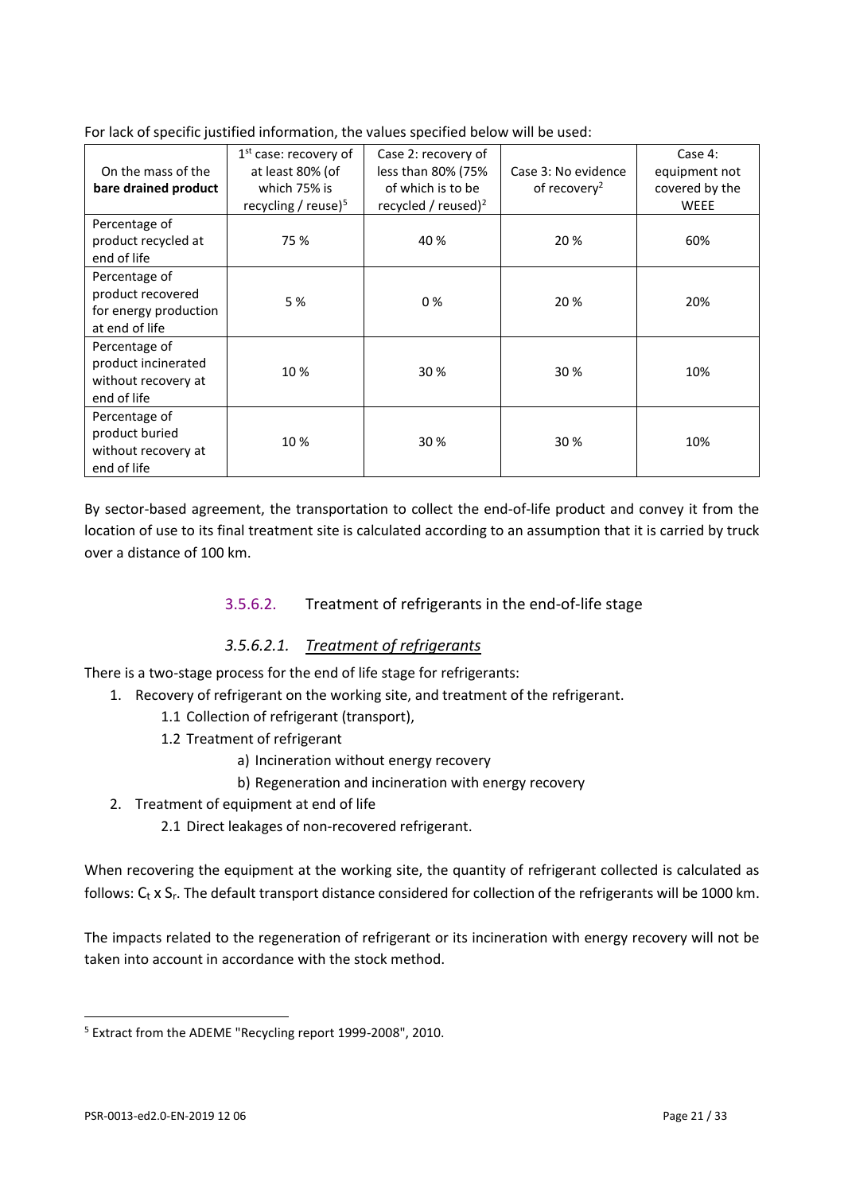For lack of specific justified information, the values specified below will be used:

| On the mass of the **bare drained product** | 1st case: recovery of at least 80% (of which 75% is recycling / reuse)[5] | Case 2: recovery of less than 80% (75% of which is to be recycled / reused)[2] | Case 3: No evidence of recovery[2] | Case 4: equipment not covered by the WEEE |
|---|---|---|---|---|
| Percentage of product recycled at end of life | 75 % | 40 % | 20 % | 60% |
| Percentage of product recovered for energy production at end of life | 5 % | 0 % | 20 % | 20% |
| Percentage of product incinerated without recovery at end of life | 10 % | 30 % | 30 % | 10% |
| Percentage of product buried without recovery at end of life | 10 % | 30 % | 30 % | 10% |

By sector-based agreement, the transportation to collect the end-of-life product and convey it from the location of use to its final treatment site is calculated according to an assumption that it is carried by truck over a distance of 100 km.

### 3.5.6.2. Treatment of refrigerants in the end-of-life stage

#### *3.5.6.2.1. Treatment of refrigerants*

There is a two-stage process for the end of life stage for refrigerants:

1. Recovery of refrigerant on the working site, and treatment of the refrigerant.
   1.1 Collection of refrigerant (transport),
   1.2 Treatment of refrigerant
      a) Incineration without energy recovery
      b) Regeneration and incineration with energy recovery
2. Treatment of equipment at end of life
   2.1 Direct leakages of non-recovered refrigerant.

When recovering the equipment at the working site, the quantity of refrigerant collected is calculated as follows: $C_t$ x $S_r$. The default transport distance considered for collection of the refrigerants will be 1000 km.

The impacts related to the regeneration of refrigerant or its incineration with energy recovery will not be taken into account in accordance with the stock method.

[5] Extract from the ADEME "Recycling report 1999-2008", 2010.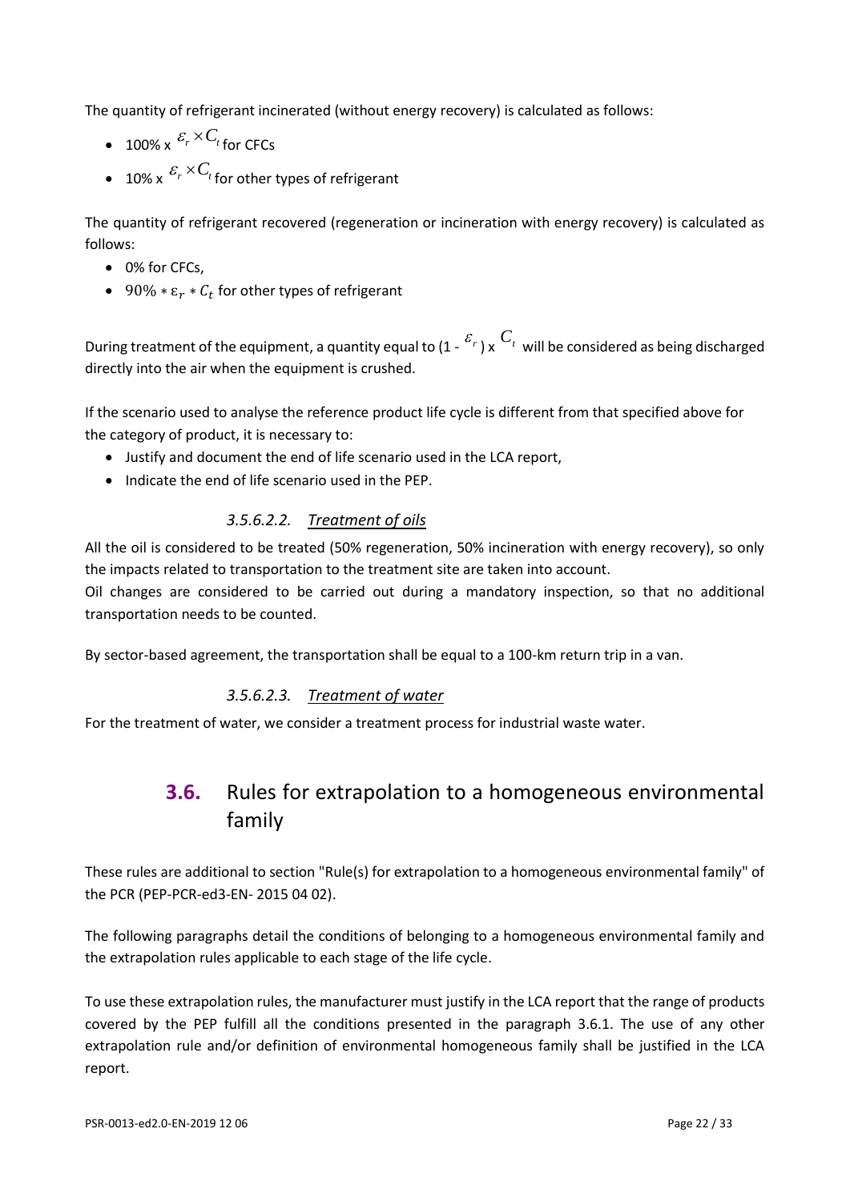The quantity of refrigerant incinerated (without energy recovery) is calculated as follows:

- 100% x $\varepsilon_r \times C_t$ for CFCs
- 10% x $\varepsilon_r \times C_t$ for other types of refrigerant

The quantity of refrigerant recovered (regeneration or incineration with energy recovery) is calculated as follows:

- 0% for CFCs,
- $90\% * \varepsilon_r * C_t$ for other types of refrigerant

During treatment of the equipment, a quantity equal to (1 - $\varepsilon_r$ ) x $C_t$ will be considered as being discharged directly into the air when the equipment is crushed.

If the scenario used to analyse the reference product life cycle is different from that specified above for the category of product, it is necessary to:

- Justify and document the end of life scenario used in the LCA report,
- Indicate the end of life scenario used in the PEP.

#### *3.5.6.2.2. Treatment of oils*

All the oil is considered to be treated (50% regeneration, 50% incineration with energy recovery), so only the impacts related to transportation to the treatment site are taken into account.
Oil changes are considered to be carried out during a mandatory inspection, so that no additional transportation needs to be counted.

By sector-based agreement, the transportation shall be equal to a 100-km return trip in a van.

#### *3.5.6.2.3. Treatment of water*

For the treatment of water, we consider a treatment process for industrial waste water.

## 3.6. Rules for extrapolation to a homogeneous environmental family

These rules are additional to section "Rule(s) for extrapolation to a homogeneous environmental family" of the PCR (PEP-PCR-ed3-EN- 2015 04 02).

The following paragraphs detail the conditions of belonging to a homogeneous environmental family and the extrapolation rules applicable to each stage of the life cycle.

To use these extrapolation rules, the manufacturer must justify in the LCA report that the range of products covered by the PEP fulfill all the conditions presented in the paragraph 3.6.1. The use of any other extrapolation rule and/or definition of environmental homogeneous family shall be justified in the LCA report.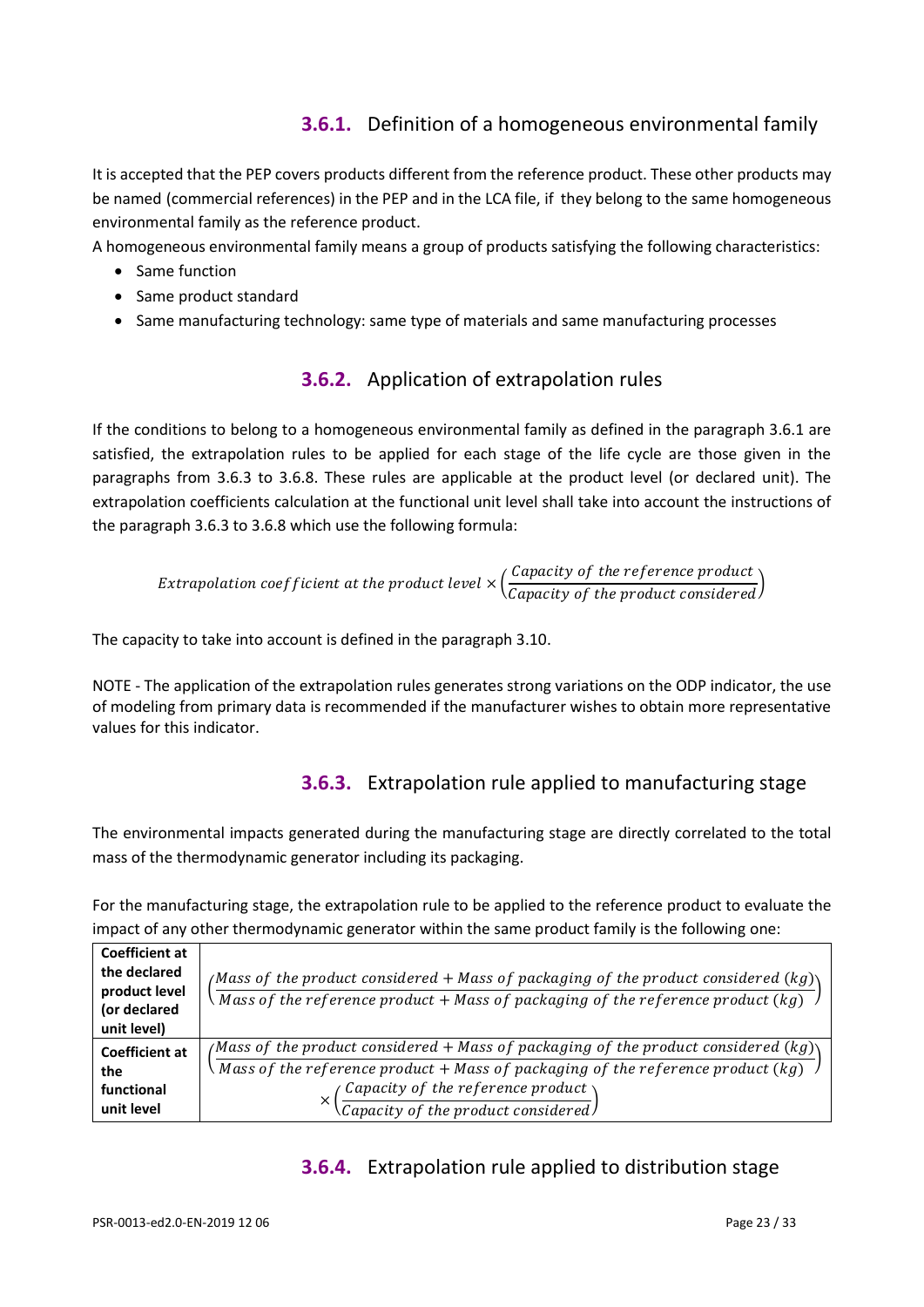### 3.6.1. Definition of a homogeneous environmental family

It is accepted that the PEP covers products different from the reference product. These other products may be named (commercial references) in the PEP and in the LCA file, if they belong to the same homogeneous environmental family as the reference product.
A homogeneous environmental family means a group of products satisfying the following characteristics:

- Same function
- Same product standard
- Same manufacturing technology: same type of materials and same manufacturing processes

### 3.6.2. Application of extrapolation rules

If the conditions to belong to a homogeneous environmental family as defined in the paragraph 3.6.1 are satisfied, the extrapolation rules to be applied for each stage of the life cycle are those given in the paragraphs from 3.6.3 to 3.6.8. These rules are applicable at the product level (or declared unit). The extrapolation coefficients calculation at the functional unit level shall take into account the instructions of the paragraph 3.6.3 to 3.6.8 which use the following formula:

$$Extrapolation\ coefficient\ at\ the\ product\ level \times \left(\frac{Capacity\ of\ the\ reference\ product}{Capacity\ of\ the\ product\ considered}\right)$$

The capacity to take into account is defined in the paragraph 3.10.

NOTE - The application of the extrapolation rules generates strong variations on the ODP indicator, the use of modeling from primary data is recommended if the manufacturer wishes to obtain more representative values for this indicator.

### 3.6.3. Extrapolation rule applied to manufacturing stage

The environmental impacts generated during the manufacturing stage are directly correlated to the total mass of the thermodynamic generator including its packaging.

For the manufacturing stage, the extrapolation rule to be applied to the reference product to evaluate the impact of any other thermodynamic generator within the same product family is the following one:

| | |
|---|---|
| **Coefficient at the declared product level (or declared unit level)** | $\left(\frac{Mass\ of\ the\ product\ considered + Mass\ of\ packaging\ of\ the\ product\ considered\ (kg)}{Mass\ of\ the\ reference\ product + Mass\ of\ packaging\ of\ the\ reference\ product\ (kg)}\right)$ |
| **Coefficient at the functional unit level** | $\left(\frac{Mass\ of\ the\ product\ considered + Mass\ of\ packaging\ of\ the\ product\ considered\ (kg)}{Mass\ of\ the\ reference\ product + Mass\ of\ packaging\ of\ the\ reference\ product\ (kg)}\right) \times \left(\frac{Capacity\ of\ the\ reference\ product}{Capacity\ of\ the\ product\ considered}\right)$ |

### 3.6.4. Extrapolation rule applied to distribution stage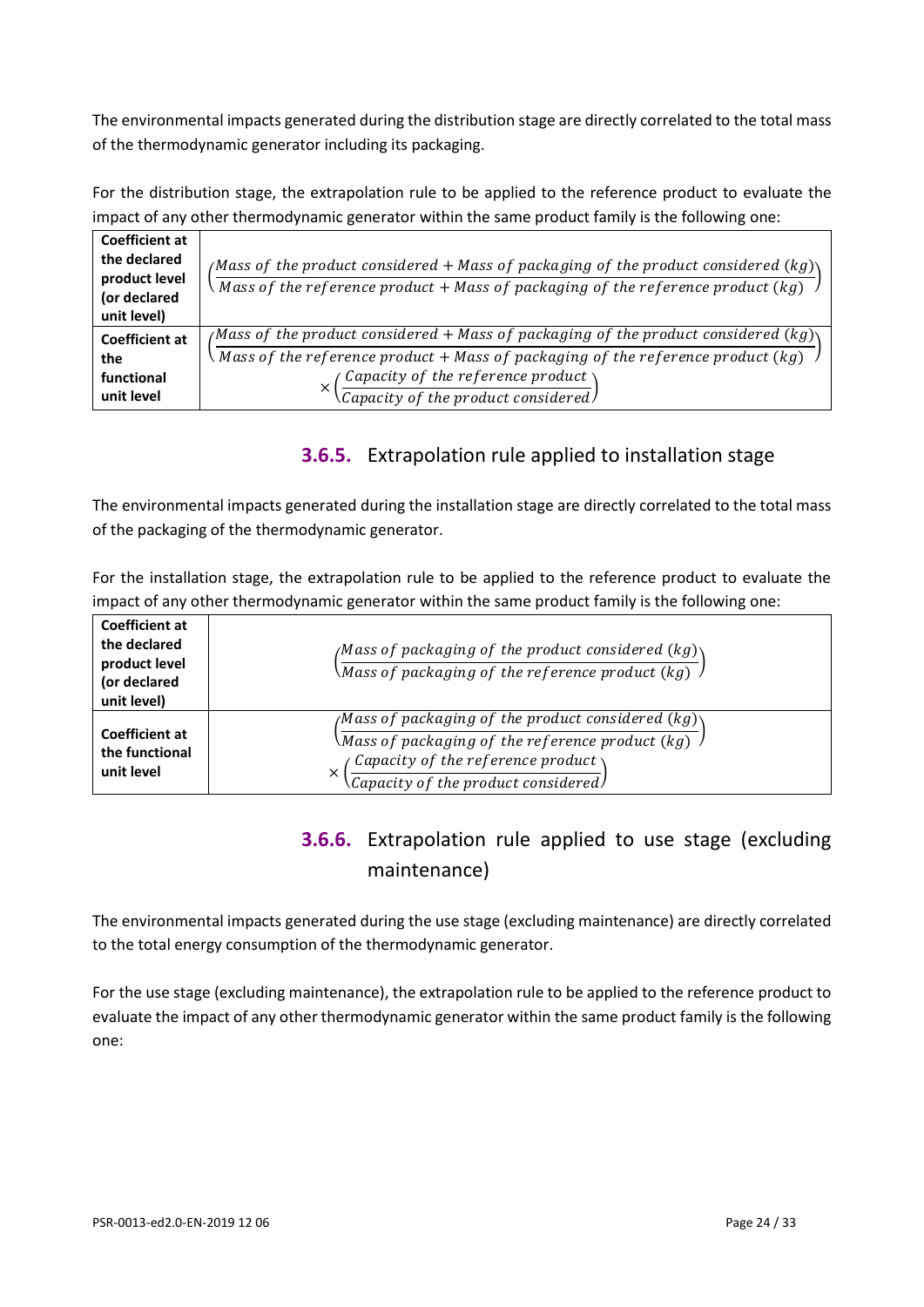The environmental impacts generated during the distribution stage are directly correlated to the total mass of the thermodynamic generator including its packaging.

For the distribution stage, the extrapolation rule to be applied to the reference product to evaluate the impact of any other thermodynamic generator within the same product family is the following one:

| | |
|---|---|
| **Coefficient at the declared product level (or declared unit level)** | $\left(\frac{Mass\ of\ the\ product\ considered + Mass\ of\ packaging\ of\ the\ product\ considered\ (kg)}{Mass\ of\ the\ reference\ product + Mass\ of\ packaging\ of\ the\ reference\ product\ (kg)}\right)$ |
| **Coefficient at the functional unit level** | $\left(\frac{Mass\ of\ the\ product\ considered + Mass\ of\ packaging\ of\ the\ product\ considered\ (kg)}{Mass\ of\ the\ reference\ product + Mass\ of\ packaging\ of\ the\ reference\ product\ (kg)}\right) \times \left(\frac{Capacity\ of\ the\ reference\ product}{Capacity\ of\ the\ product\ considered}\right)$ |

### 3.6.5. Extrapolation rule applied to installation stage

The environmental impacts generated during the installation stage are directly correlated to the total mass of the packaging of the thermodynamic generator.

For the installation stage, the extrapolation rule to be applied to the reference product to evaluate the impact of any other thermodynamic generator within the same product family is the following one:

| | |
|---|---|
| **Coefficient at the declared product level (or declared unit level)** | $\left(\frac{Mass\ of\ packaging\ of\ the\ product\ considered\ (kg)}{Mass\ of\ packaging\ of\ the\ reference\ product\ (kg)}\right)$ |
| **Coefficient at the functional unit level** | $\left(\frac{Mass\ of\ packaging\ of\ the\ product\ considered\ (kg)}{Mass\ of\ packaging\ of\ the\ reference\ product\ (kg)}\right) \times \left(\frac{Capacity\ of\ the\ reference\ product}{Capacity\ of\ the\ product\ considered}\right)$ |

### 3.6.6. Extrapolation rule applied to use stage (excluding maintenance)

The environmental impacts generated during the use stage (excluding maintenance) are directly correlated to the total energy consumption of the thermodynamic generator.

For the use stage (excluding maintenance), the extrapolation rule to be applied to the reference product to evaluate the impact of any other thermodynamic generator within the same product family is the following one: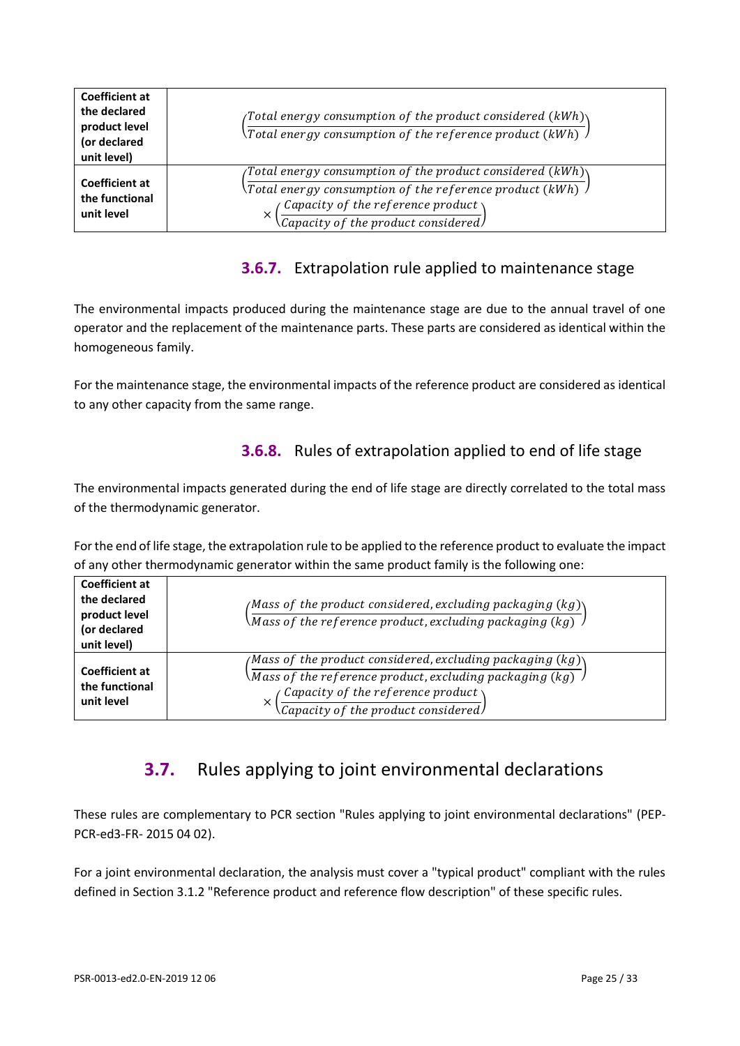| Coefficient at the declared product level (or declared unit level) | $\left(\frac{Total\ energy\ consumption\ of\ the\ product\ considered\ (kWh)}{Total\ energy\ consumption\ of\ the\ reference\ product\ (kWh)}\right)$ |
|---|---|
| Coefficient at the functional unit level | $\left(\frac{Total\ energy\ consumption\ of\ the\ product\ considered\ (kWh)}{Total\ energy\ consumption\ of\ the\ reference\ product\ (kWh)}\right) \times \left(\frac{Capacity\ of\ the\ reference\ product}{Capacity\ of\ the\ product\ considered}\right)$ |

### 3.6.7. Extrapolation rule applied to maintenance stage

The environmental impacts produced during the maintenance stage are due to the annual travel of one operator and the replacement of the maintenance parts. These parts are considered as identical within the homogeneous family.

For the maintenance stage, the environmental impacts of the reference product are considered as identical to any other capacity from the same range.

### 3.6.8. Rules of extrapolation applied to end of life stage

The environmental impacts generated during the end of life stage are directly correlated to the total mass of the thermodynamic generator.

For the end of life stage, the extrapolation rule to be applied to the reference product to evaluate the impact of any other thermodynamic generator within the same product family is the following one:

| Coefficient at the declared product level (or declared unit level) | $\left(\frac{Mass\ of\ the\ product\ considered, excluding\ packaging\ (kg)}{Mass\ of\ the\ reference\ product, excluding\ packaging\ (kg)}\right)$ |
|---|---|
| Coefficient at the functional unit level | $\left(\frac{Mass\ of\ the\ product\ considered, excluding\ packaging\ (kg)}{Mass\ of\ the\ reference\ product, excluding\ packaging\ (kg)}\right) \times \left(\frac{Capacity\ of\ the\ reference\ product}{Capacity\ of\ the\ product\ considered}\right)$ |

## 3.7. Rules applying to joint environmental declarations

These rules are complementary to PCR section "Rules applying to joint environmental declarations" (PEP-PCR-ed3-FR- 2015 04 02).

For a joint environmental declaration, the analysis must cover a "typical product" compliant with the rules defined in Section 3.1.2 "Reference product and reference flow description" of these specific rules.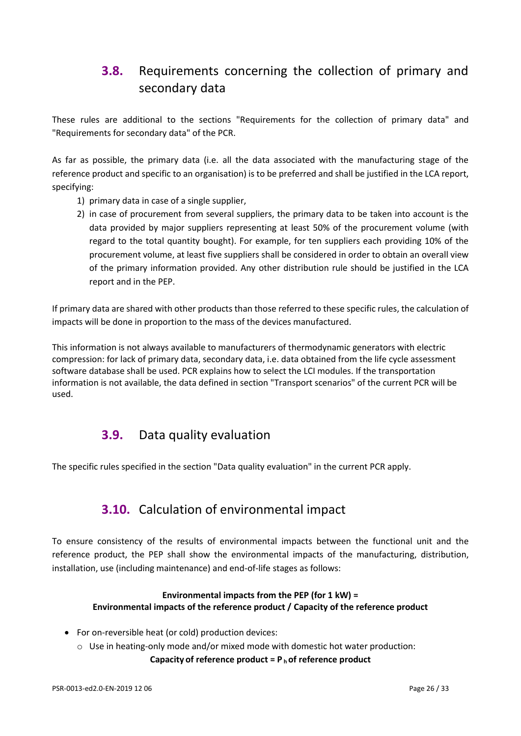## 3.8. Requirements concerning the collection of primary and secondary data

These rules are additional to the sections "Requirements for the collection of primary data" and "Requirements for secondary data" of the PCR.

As far as possible, the primary data (i.e. all the data associated with the manufacturing stage of the reference product and specific to an organisation) is to be preferred and shall be justified in the LCA report, specifying:

1) primary data in case of a single supplier,
2) in case of procurement from several suppliers, the primary data to be taken into account is the data provided by major suppliers representing at least 50% of the procurement volume (with regard to the total quantity bought). For example, for ten suppliers each providing 10% of the procurement volume, at least five suppliers shall be considered in order to obtain an overall view of the primary information provided. Any other distribution rule should be justified in the LCA report and in the PEP.

If primary data are shared with other products than those referred to these specific rules, the calculation of impacts will be done in proportion to the mass of the devices manufactured.

This information is not always available to manufacturers of thermodynamic generators with electric compression: for lack of primary data, secondary data, i.e. data obtained from the life cycle assessment software database shall be used. PCR explains how to select the LCI modules. If the transportation information is not available, the data defined in section "Transport scenarios" of the current PCR will be used.

## 3.9. Data quality evaluation

The specific rules specified in the section "Data quality evaluation" in the current PCR apply.

## 3.10. Calculation of environmental impact

To ensure consistency of the results of environmental impacts between the functional unit and the reference product, the PEP shall show the environmental impacts of the manufacturing, distribution, installation, use (including maintenance) and end-of-life stages as follows:

**Environmental impacts from the PEP (for 1 kW) =**
**Environmental impacts of the reference product / Capacity of the reference product**

- For on-reversible heat (or cold) production devices:
  - Use in heating-only mode and/or mixed mode with domestic hot water production:
    **Capacity of reference product = $P_h$ of reference product**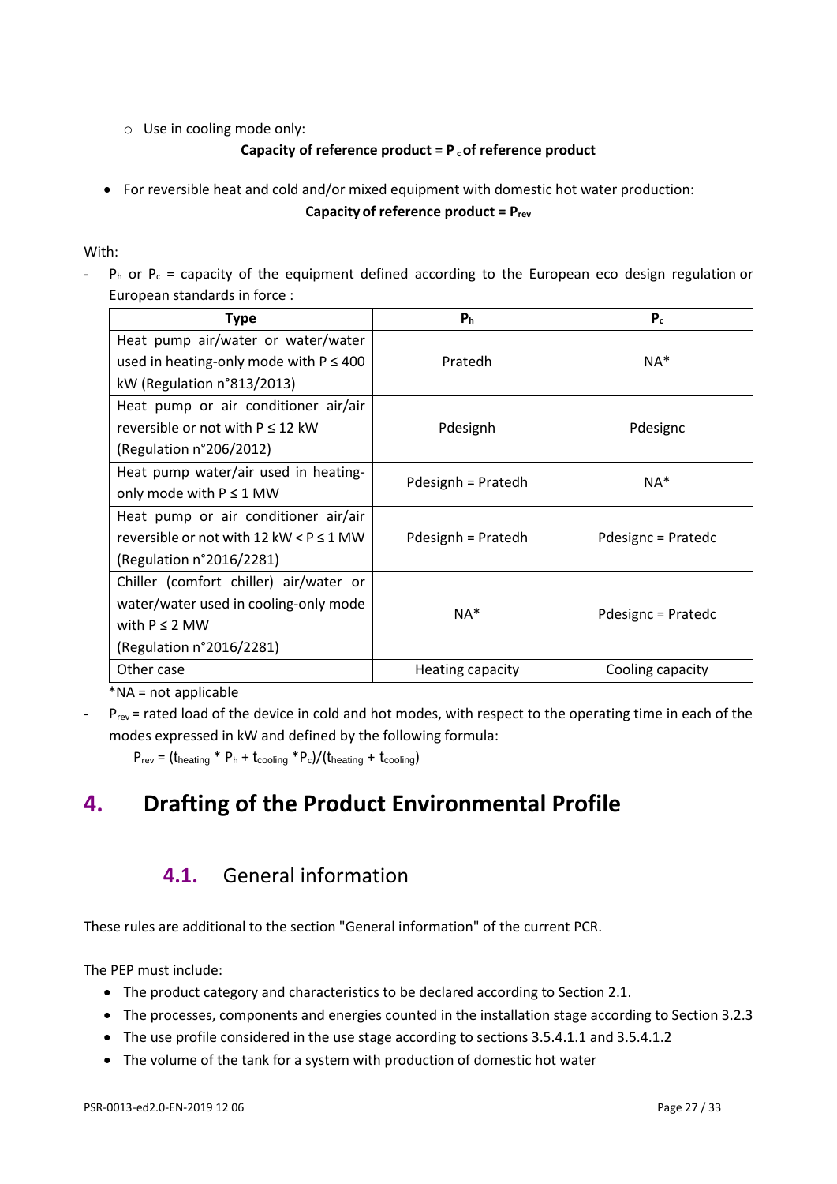- Use in cooling mode only:

  **Capacity of reference product = $P_c$ of reference product**

- For reversible heat and cold and/or mixed equipment with domestic hot water production:

  **Capacity of reference product = $P_{rev}$**

With:

- $P_h$ or $P_c$ = capacity of the equipment defined according to the European eco design regulation or European standards in force :

| Type | $P_h$ | $P_c$ |
|---|---|---|
| Heat pump air/water or water/water used in heating-only mode with P ≤ 400 kW (Regulation n°813/2013) | Pratedh | NA* |
| Heat pump or air conditioner air/air reversible or not with P ≤ 12 kW (Regulation n°206/2012) | Pdesignh | Pdesignc |
| Heat pump water/air used in heating-only mode with P ≤ 1 MW | Pdesignh = Pratedh | NA* |
| Heat pump or air conditioner air/air reversible or not with 12 kW < P ≤ 1 MW (Regulation n°2016/2281) | Pdesignh = Pratedh | Pdesignc = Pratedc |
| Chiller (comfort chiller) air/water or water/water used in cooling-only mode with P ≤ 2 MW (Regulation n°2016/2281) | NA* | Pdesignc = Pratedc |
| Other case | Heating capacity | Cooling capacity |

*NA = not applicable

- $P_{rev}$ = rated load of the device in cold and hot modes, with respect to the operating time in each of the modes expressed in kW and defined by the following formula:

  $P_{rev} = (t_{heating} * P_h + t_{cooling} * P_c)/(t_{heating} + t_{cooling})$

# 4. Drafting of the Product Environmental Profile

## 4.1. General information

These rules are additional to the section "General information" of the current PCR.

The PEP must include:

- The product category and characteristics to be declared according to Section 2.1.
- The processes, components and energies counted in the installation stage according to Section 3.2.3
- The use profile considered in the use stage according to sections 3.5.4.1.1 and 3.5.4.1.2
- The volume of the tank for a system with production of domestic hot water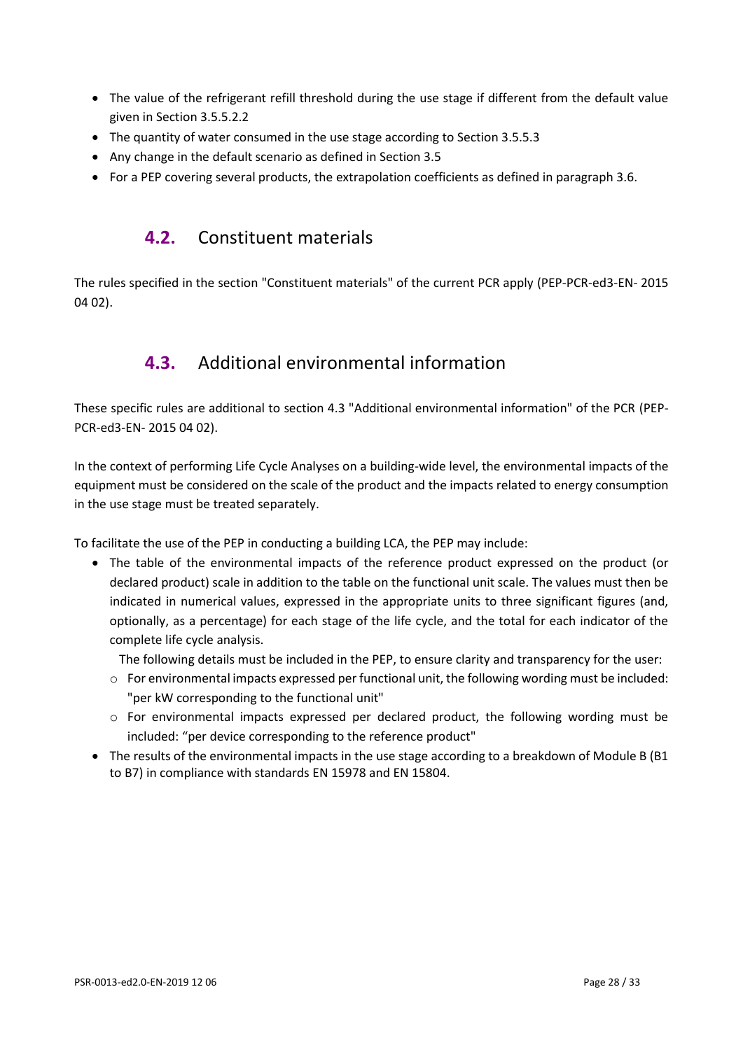- The value of the refrigerant refill threshold during the use stage if different from the default value given in Section 3.5.5.2.2
- The quantity of water consumed in the use stage according to Section 3.5.5.3
- Any change in the default scenario as defined in Section 3.5
- For a PEP covering several products, the extrapolation coefficients as defined in paragraph 3.6.

## 4.2. Constituent materials

The rules specified in the section "Constituent materials" of the current PCR apply (PEP-PCR-ed3-EN- 2015 04 02).

## 4.3. Additional environmental information

These specific rules are additional to section 4.3 "Additional environmental information" of the PCR (PEP-PCR-ed3-EN- 2015 04 02).

In the context of performing Life Cycle Analyses on a building-wide level, the environmental impacts of the equipment must be considered on the scale of the product and the impacts related to energy consumption in the use stage must be treated separately.

To facilitate the use of the PEP in conducting a building LCA, the PEP may include:

- The table of the environmental impacts of the reference product expressed on the product (or declared product) scale in addition to the table on the functional unit scale. The values must then be indicated in numerical values, expressed in the appropriate units to three significant figures (and, optionally, as a percentage) for each stage of the life cycle, and the total for each indicator of the complete life cycle analysis.

  The following details must be included in the PEP, to ensure clarity and transparency for the user:
  - For environmental impacts expressed per functional unit, the following wording must be included: "per kW corresponding to the functional unit"
  - For environmental impacts expressed per declared product, the following wording must be included: "per device corresponding to the reference product"
- The results of the environmental impacts in the use stage according to a breakdown of Module B (B1 to B7) in compliance with standards EN 15978 and EN 15804.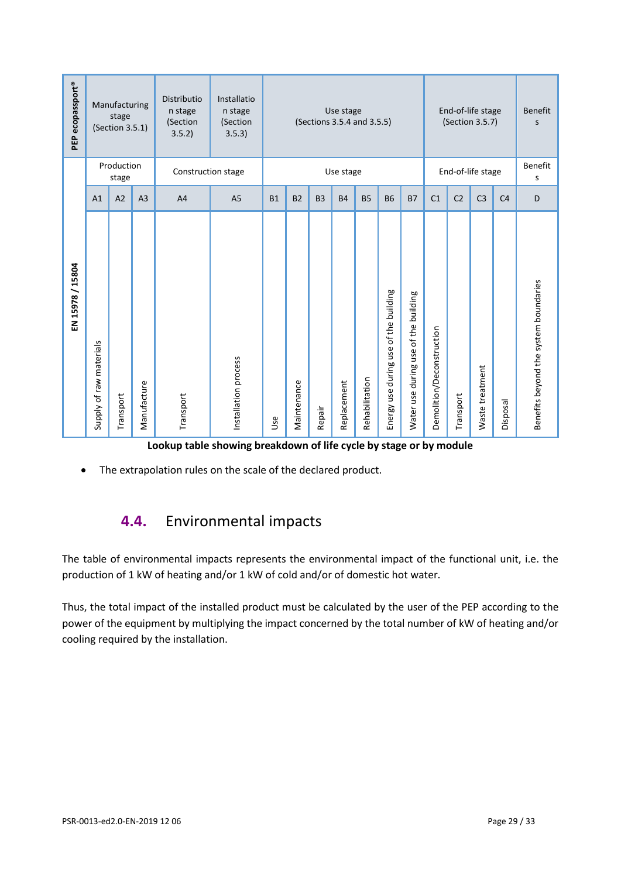| PEP ecopassport® | Manufacturing stage (Section 3.5.1) | | | Distribution stage (Section 3.5.2) | Installation stage (Section 3.5.3) | Use stage (Sections 3.5.4 and 3.5.5) | | | | | | | End-of-life stage (Section 3.5.7) | | | | Benefits |
|---|---|---|---|---|---|---|---|---|---|---|---|---|---|---|---|---|---|
| EN 15978 / 15804 | Production stage | | | Construction stage | | Use stage | | | | | | | End-of-life stage | | | | Benefits |
| | A1 | A2 | A3 | A4 | A5 | B1 | B2 | B3 | B4 | B5 | B6 | B7 | C1 | C2 | C3 | C4 | D |
| | Supply of raw materials | Transport | Manufacture | Transport | Installation process | Use | Maintenance | Repair | Replacement | Rehabilitation | Energy use during use of the building | Water use during use of the building | Demolition/Deconstruction | Transport | Waste treatment | Disposal | Benefits beyond the system boundaries |

**Lookup table showing breakdown of life cycle by stage or by module**

- The extrapolation rules on the scale of the declared product.

## 4.4. Environmental impacts

The table of environmental impacts represents the environmental impact of the functional unit, i.e. the production of 1 kW of heating and/or 1 kW of cold and/or of domestic hot water.

Thus, the total impact of the installed product must be calculated by the user of the PEP according to the power of the equipment by multiplying the impact concerned by the total number of kW of heating and/or cooling required by the installation.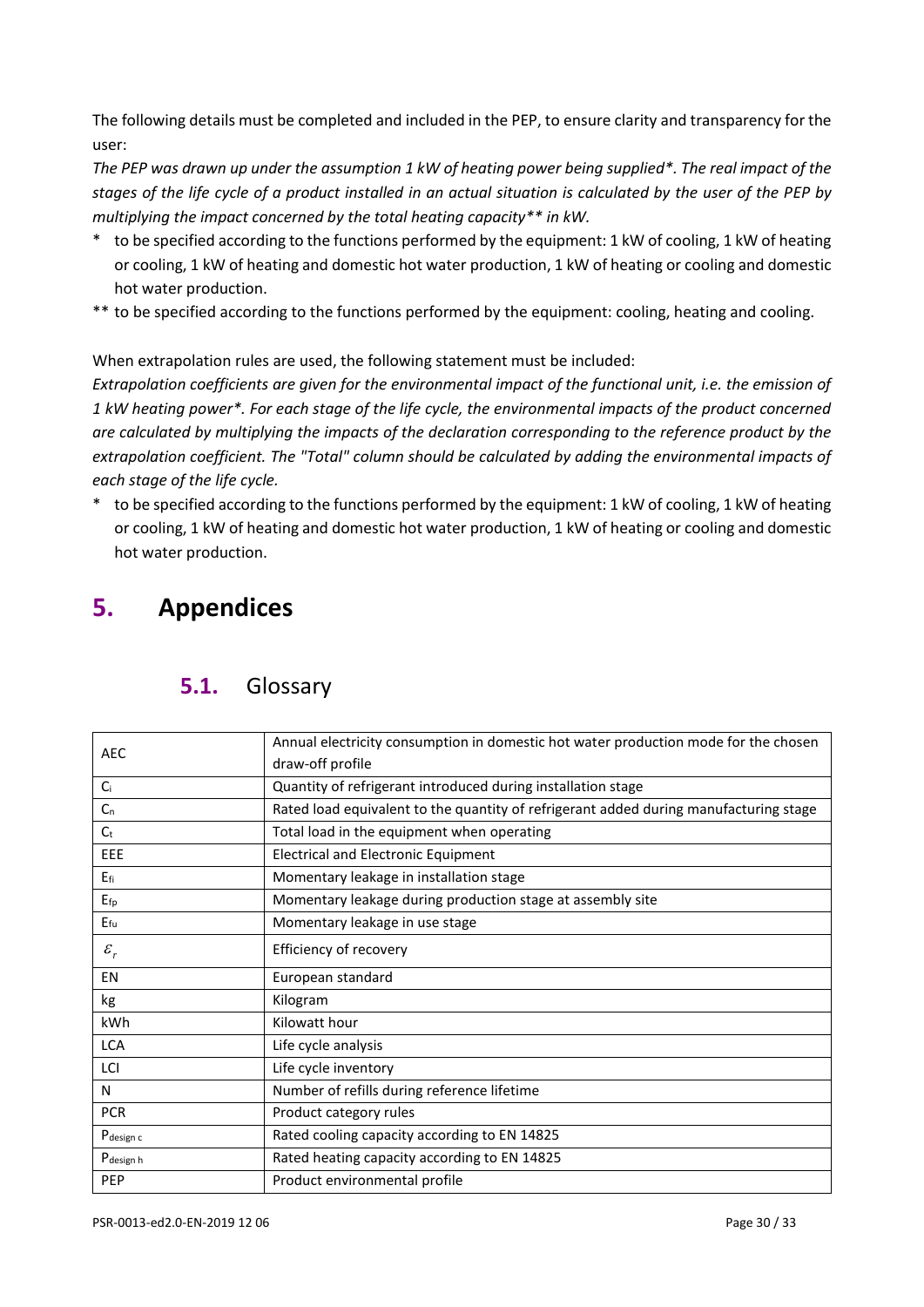The following details must be completed and included in the PEP, to ensure clarity and transparency for the user:

*The PEP was drawn up under the assumption 1 kW of heating power being supplied\*. The real impact of the stages of the life cycle of a product installed in an actual situation is calculated by the user of the PEP by multiplying the impact concerned by the total heating capacity\*\* in kW.*

- \* to be specified according to the functions performed by the equipment: 1 kW of cooling, 1 kW of heating or cooling, 1 kW of heating and domestic hot water production, 1 kW of heating or cooling and domestic hot water production.
- \*\* to be specified according to the functions performed by the equipment: cooling, heating and cooling.

When extrapolation rules are used, the following statement must be included:

*Extrapolation coefficients are given for the environmental impact of the functional unit, i.e. the emission of 1 kW heating power\*. For each stage of the life cycle, the environmental impacts of the product concerned are calculated by multiplying the impacts of the declaration corresponding to the reference product by the extrapolation coefficient. The "Total" column should be calculated by adding the environmental impacts of each stage of the life cycle.*

- \* to be specified according to the functions performed by the equipment: 1 kW of cooling, 1 kW of heating or cooling, 1 kW of heating and domestic hot water production, 1 kW of heating or cooling and domestic hot water production.

# 5. Appendices

## 5.1. Glossary

| | |
|---|---|
| AEC | Annual electricity consumption in domestic hot water production mode for the chosen draw-off profile |
| $C_i$ | Quantity of refrigerant introduced during installation stage |
| $C_n$ | Rated load equivalent to the quantity of refrigerant added during manufacturing stage |
| $C_t$ | Total load in the equipment when operating |
| EEE | Electrical and Electronic Equipment |
| $E_{fi}$ | Momentary leakage in installation stage |
| $E_{fp}$ | Momentary leakage during production stage at assembly site |
| $E_{fu}$ | Momentary leakage in use stage |
| $\varepsilon_r$ | Efficiency of recovery |
| EN | European standard |
| kg | Kilogram |
| kWh | Kilowatt hour |
| LCA | Life cycle analysis |
| LCI | Life cycle inventory |
| N | Number of refills during reference lifetime |
| PCR | Product category rules |
| $P_{design\ c}$ | Rated cooling capacity according to EN 14825 |
| $P_{design\ h}$ | Rated heating capacity according to EN 14825 |
| PEP | Product environmental profile |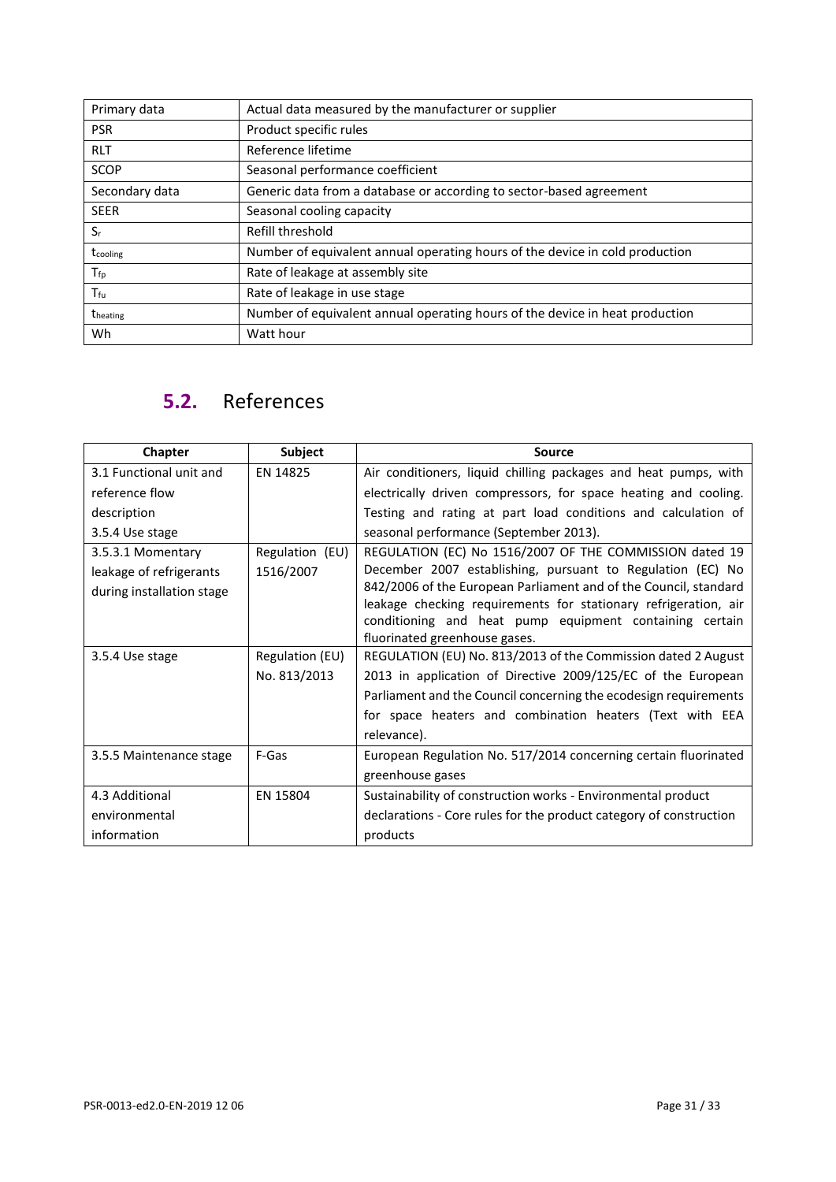| Primary data | Actual data measured by the manufacturer or supplier |
|---|---|
| PSR | Product specific rules |
| RLT | Reference lifetime |
| SCOP | Seasonal performance coefficient |
| Secondary data | Generic data from a database or according to sector-based agreement |
| SEER | Seasonal cooling capacity |
| $S_r$ | Refill threshold |
| $t_{cooling}$ | Number of equivalent annual operating hours of the device in cold production |
| $T_{fp}$ | Rate of leakage at assembly site |
| $T_{fu}$ | Rate of leakage in use stage |
| $t_{heating}$ | Number of equivalent annual operating hours of the device in heat production |
| Wh | Watt hour |

## 5.2. References

| Chapter | Subject | Source |
|---|---|---|
| 3.1 Functional unit and reference flow description<br>3.5.4 Use stage | EN 14825 | Air conditioners, liquid chilling packages and heat pumps, with electrically driven compressors, for space heating and cooling. Testing and rating at part load conditions and calculation of seasonal performance (September 2013). |
| 3.5.3.1 Momentary leakage of refrigerants during installation stage | Regulation (EU) 1516/2007 | REGULATION (EC) No 1516/2007 OF THE COMMISSION dated 19 December 2007 establishing, pursuant to Regulation (EC) No 842/2006 of the European Parliament and of the Council, standard leakage checking requirements for stationary refrigeration, air conditioning and heat pump equipment containing certain fluorinated greenhouse gases. |
| 3.5.4 Use stage | Regulation (EU) No. 813/2013 | REGULATION (EU) No. 813/2013 of the Commission dated 2 August 2013 in application of Directive 2009/125/EC of the European Parliament and the Council concerning the ecodesign requirements for space heaters and combination heaters (Text with EEA relevance). |
| 3.5.5 Maintenance stage | F-Gas | European Regulation No. 517/2014 concerning certain fluorinated greenhouse gases |
| 4.3 Additional environmental information | EN 15804 | Sustainability of construction works - Environmental product declarations - Core rules for the product category of construction products |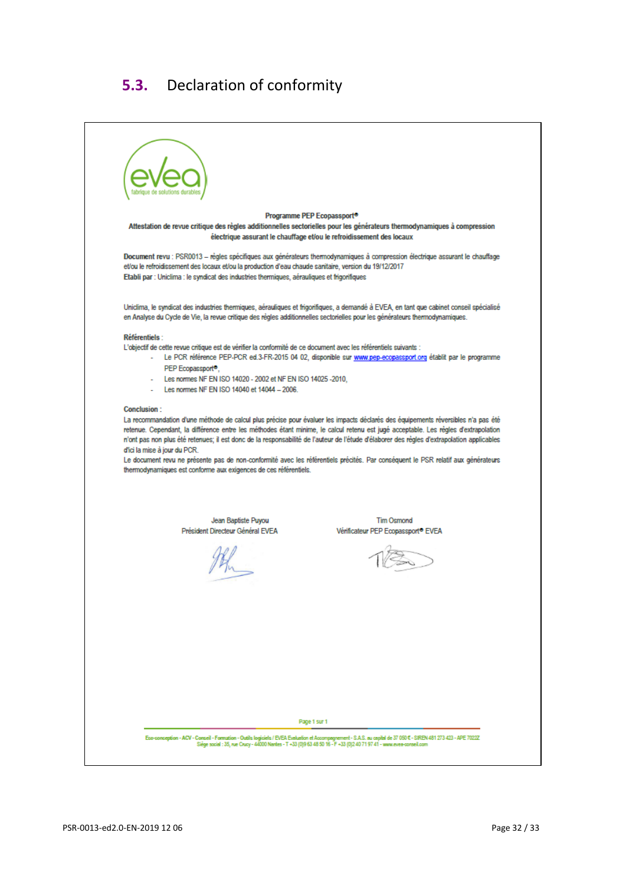## 5.3. Declaration of conformity

evea
fabrique de solutions durables

**Programme PEP Ecopassport®**

**Attestation de revue critique des règles additionnelles sectorielles pour les générateurs thermodynamiques à compression électrique assurant le chauffage et/ou le refroidissement des locaux**

**Document revu** : PSR0013 – règles spécifiques aux générateurs thermodynamiques à compression électrique assurant le chauffage et/ou le refroidissement des locaux et/ou la production d'eau chaude sanitaire, version du 19/12/2017
**Etabli par** : Uniclima : le syndicat des industries thermiques, aérauliques et frigorifiques

Uniclima, le syndicat des industries thermiques, aérauliques et frigorifiques, a demandé à EVEA, en tant que cabinet conseil spécialisé en Analyse du Cycle de Vie, la revue critique des règles additionnelles sectorielles pour les générateurs thermodynamiques.

**Référentiels** :
L'objectif de cette revue critique est de vérifier la conformité de ce document avec les référentiels suivants :

- Le PCR référence PEP-PCR ed.3-FR-2015 04 02, disponible sur www.pep-ecopassport.org établit par le programme PEP Ecopassport®,
- Les normes NF EN ISO 14020 - 2002 et NF EN ISO 14025 -2010,
- Les normes NF EN ISO 14040 et 14044 – 2006.

**Conclusion** :
La recommandation d'une méthode de calcul plus précise pour évaluer les impacts déclarés des équipements réversibles n'a pas été retenue. Cependant, la différence entre les méthodes étant minime, le calcul retenu est jugé acceptable. Les règles d'extrapolation n'ont pas non plus été retenues; il est donc de la responsabilité de l'auteur de l'étude d'élaborer des règles d'extrapolation applicables d'ici la mise à jour du PCR.
Le document revu ne présente pas de non-conformité avec les référentiels précités. Par conséquent le PSR relatif aux générateurs thermodynamiques est conforme aux exigences de ces référentiels.

Jean Baptiste Puyou
Président Directeur Général EVEA

Tim Osmond
Vérificateur PEP Ecopassport® EVEA

Page 1 sur 1

Eco-conception - ACV - Conseil - Formation - Outils logiciels / EVEA Evaluation et Accompagnement - S.A.S. au capital de 37 050 € - SIREN 481 273 423 - APE 7022Z
Siège social : 35, rue Crucy - 44000 Nantes - T +33 (0)9 63 48 50 16 - F +33 (0)2 40 71 97 41 - www.evea-conseil.com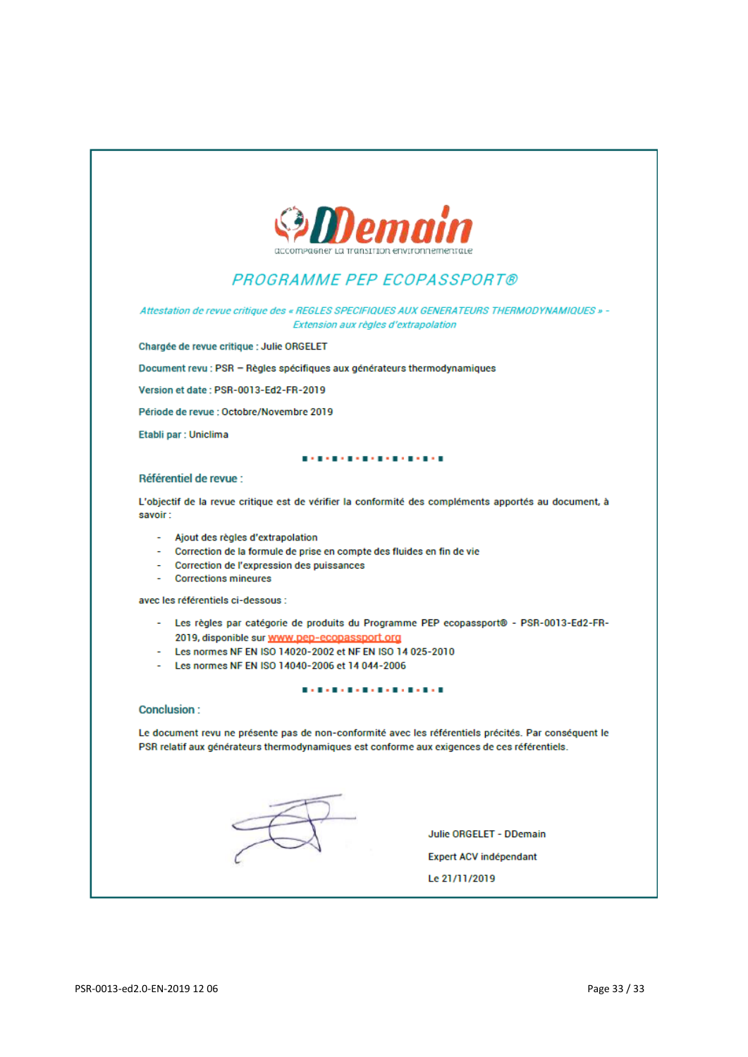DDemain

accompagner la transition environnementale

## PROGRAMME PEP ECOPASSPORT®

*Attestation de revue critique des « REGLES SPECIFIQUES AUX GENERATEURS THERMODYNAMIQUES » - Extension aux règles d'extrapolation*

**Chargée de revue critique** : Julie ORGELET

**Document revu** : PSR – Règles spécifiques aux générateurs thermodynamiques

**Version et date** : PSR-0013-Ed2-FR-2019

**Période de revue** : Octobre/Novembre 2019

**Etabli par** : Uniclima

### Référentiel de revue :

L'objectif de la revue critique est de vérifier la conformité des compléments apportés au document, à savoir :

- Ajout des règles d'extrapolation
- Correction de la formule de prise en compte des fluides en fin de vie
- Correction de l'expression des puissances
- Corrections mineures

avec les référentiels ci-dessous :

- Les règles par catégorie de produits du Programme PEP ecopassport® - PSR-0013-Ed2-FR-2019, disponible sur www.pep-ecopassport.org
- Les normes NF EN ISO 14020-2002 et NF EN ISO 14 025-2010
- Les normes NF EN ISO 14040-2006 et 14 044-2006

### Conclusion :

Le document revu ne présente pas de non-conformité avec les référentiels précités. Par conséquent le PSR relatif aux générateurs thermodynamiques est conforme aux exigences de ces référentiels.

Julie ORGELET - DDemain

Expert ACV indépendant

Le 21/11/2019